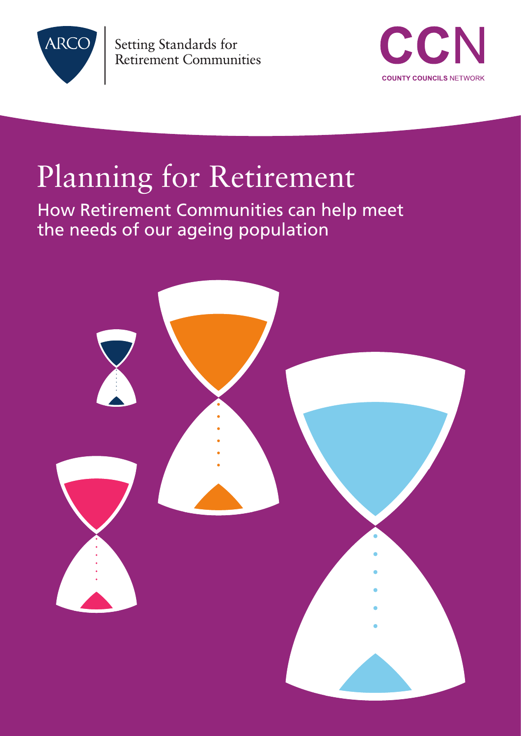ARCO

Setting Standards for Retirement Communities

CCN

COUNTY COUNCILS NETWORK

# Planning for Retirement

## How Retirement Communities can help meet the needs of our ageing population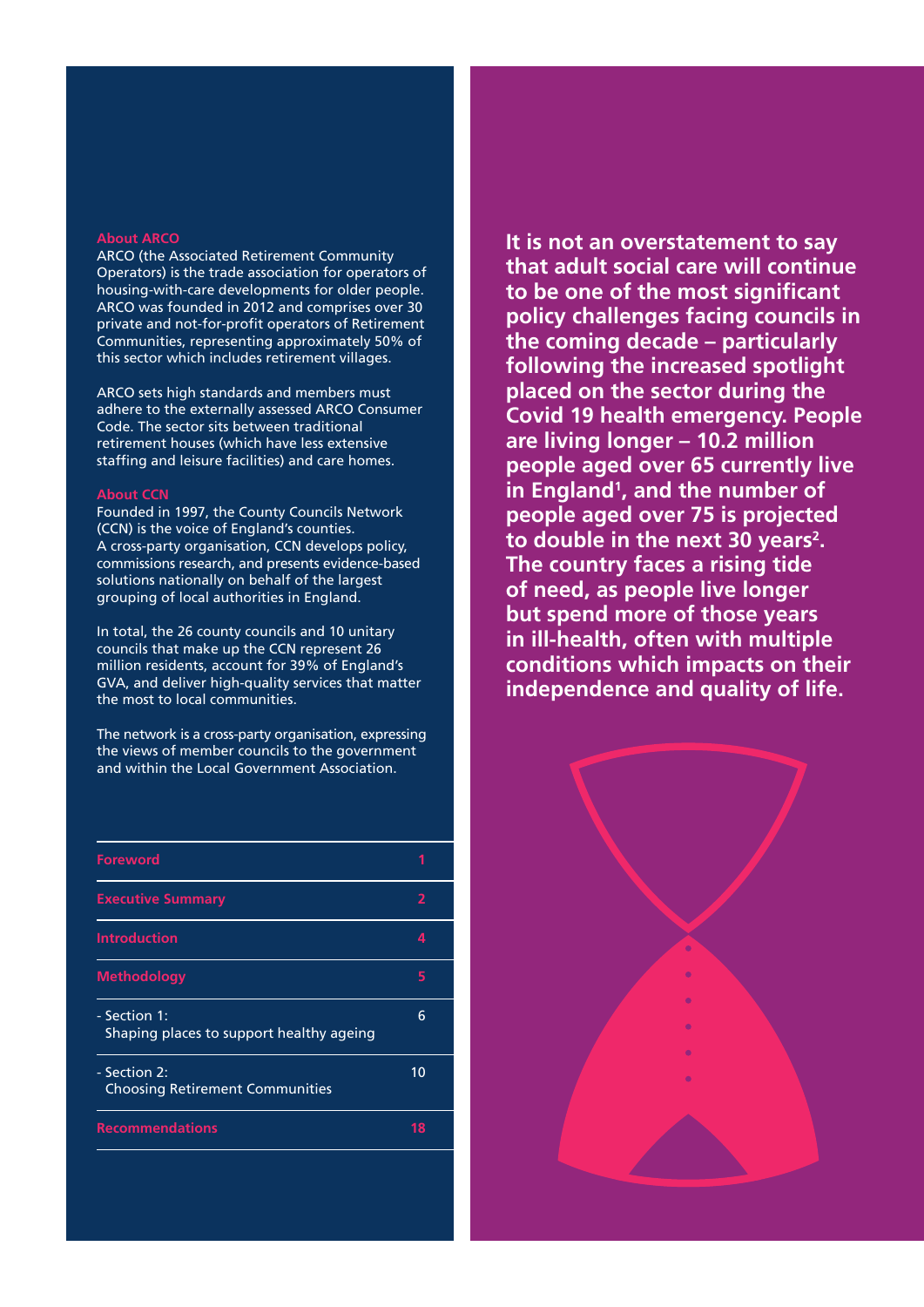## About ARCO

ARCO (the Associated Retirement Community Operators) is the trade association for operators of housing-with-care developments for older people. ARCO was founded in 2012 and comprises over 30 private and not-for-profit operators of Retirement Communities, representing approximately 50% of this sector which includes retirement villages.

ARCO sets high standards and members must adhere to the externally assessed ARCO Consumer Code. The sector sits between traditional retirement houses (which have less extensive staffing and leisure facilities) and care homes.

## About CCN

Founded in 1997, the County Councils Network (CCN) is the voice of England's counties. A cross-party organisation, CCN develops policy, commissions research, and presents evidence-based solutions nationally on behalf of the largest grouping of local authorities in England.

In total, the 26 county councils and 10 unitary councils that make up the CCN represent 26 million residents, account for 39% of England's GVA, and deliver high-quality services that matter the most to local communities.

The network is a cross-party organisation, expressing the views of member councils to the government and within the Local Government Association.

| | |
|---|---|
| **Foreword** | **1** |
| **Executive Summary** | **2** |
| **Introduction** | **4** |
| **Methodology** | **5** |
| - Section 1: Shaping places to support healthy ageing | 6 |
| - Section 2: Choosing Retirement Communities | 10 |
| **Recommendations** | **18** |

**It is not an overstatement to say that adult social care will continue to be one of the most significant policy challenges facing councils in the coming decade – particularly following the increased spotlight placed on the sector during the Covid 19 health emergency. People are living longer – 10.2 million people aged over 65 currently live in England[1], and the number of people aged over 75 is projected to double in the next 30 years[2]. The country faces a rising tide of need, as people live longer but spend more of those years in ill-health, often with multiple conditions which impacts on their independence and quality of life.**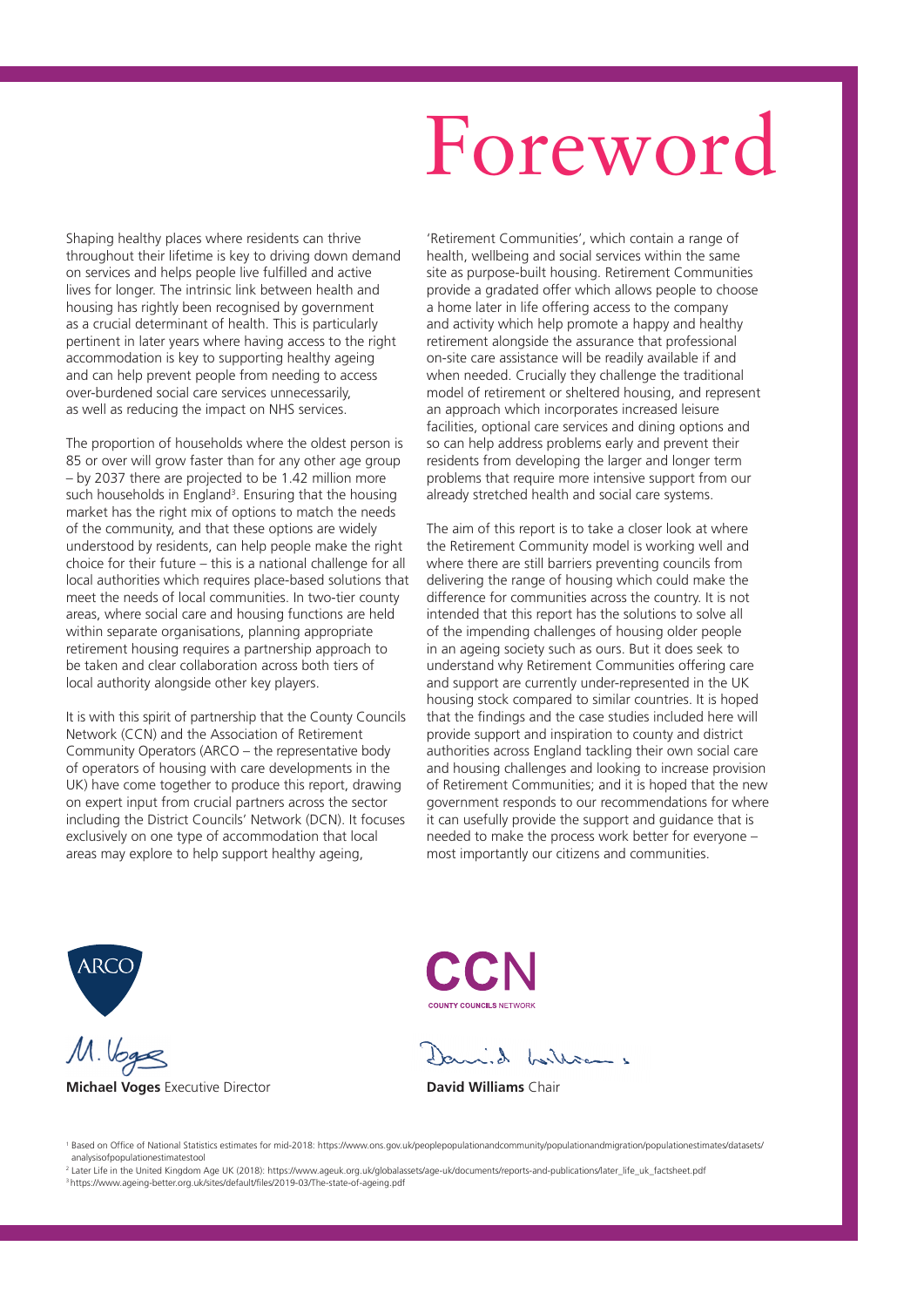# Foreword

Shaping healthy places where residents can thrive throughout their lifetime is key to driving down demand on services and helps people live fulfilled and active lives for longer. The intrinsic link between health and housing has rightly been recognised by government as a crucial determinant of health. This is particularly pertinent in later years where having access to the right accommodation is key to supporting healthy ageing and can help prevent people from needing to access over-burdened social care services unnecessarily, as well as reducing the impact on NHS services.

The proportion of households where the oldest person is 85 or over will grow faster than for any other age group – by 2037 there are projected to be 1.42 million more such households in England[3]. Ensuring that the housing market has the right mix of options to match the needs of the community, and that these options are widely understood by residents, can help people make the right choice for their future – this is a national challenge for all local authorities which requires place-based solutions that meet the needs of local communities. In two-tier county areas, where social care and housing functions are held within separate organisations, planning appropriate retirement housing requires a partnership approach to be taken and clear collaboration across both tiers of local authority alongside other key players.

It is with this spirit of partnership that the County Councils Network (CCN) and the Association of Retirement Community Operators (ARCO – the representative body of operators of housing with care developments in the UK) have come together to produce this report, drawing on expert input from crucial partners across the sector including the District Councils' Network (DCN). It focuses exclusively on one type of accommodation that local areas may explore to help support healthy ageing, 'Retirement Communities', which contain a range of health, wellbeing and social services within the same site as purpose-built housing. Retirement Communities provide a gradated offer which allows people to choose a home later in life offering access to the company and activity which help promote a happy and healthy retirement alongside the assurance that professional on-site care assistance will be readily available if and when needed. Crucially they challenge the traditional model of retirement or sheltered housing, and represent an approach which incorporates increased leisure facilities, optional care services and dining options and so can help address problems early and prevent their residents from developing the larger and longer term problems that require more intensive support from our already stretched health and social care systems.

The aim of this report is to take a closer look at where the Retirement Community model is working well and where there are still barriers preventing councils from delivering the range of housing which could make the difference for communities across the country. It is not intended that this report has the solutions to solve all of the impending challenges of housing older people in an ageing society such as ours. But it does seek to understand why Retirement Communities offering care and support are currently under-represented in the UK housing stock compared to similar countries. It is hoped that the findings and the case studies included here will provide support and inspiration to county and district authorities across England tackling their own social care and housing challenges and looking to increase provision of Retirement Communities; and it is hoped that the new government responds to our recommendations for where it can usefully provide the support and guidance that is needed to make the process work better for everyone – most importantly our citizens and communities.

ARCO

**Michael Voges** Executive Director

CCN
COUNTY COUNCILS NETWORK

**David Williams** Chair

[1] Based on Office of National Statistics estimates for mid-2018: https://www.ons.gov.uk/peoplepopulationandcommunity/populationandmigration/populationestimates/datasets/analysisofpopulationestimatestool

[2] Later Life in the United Kingdom Age UK (2018): https://www.ageuk.org.uk/globalassets/age-uk/documents/reports-and-publications/later_life_uk_factsheet.pdf

[3] https://www.ageing-better.org.uk/sites/default/files/2019-03/The-state-of-ageing.pdf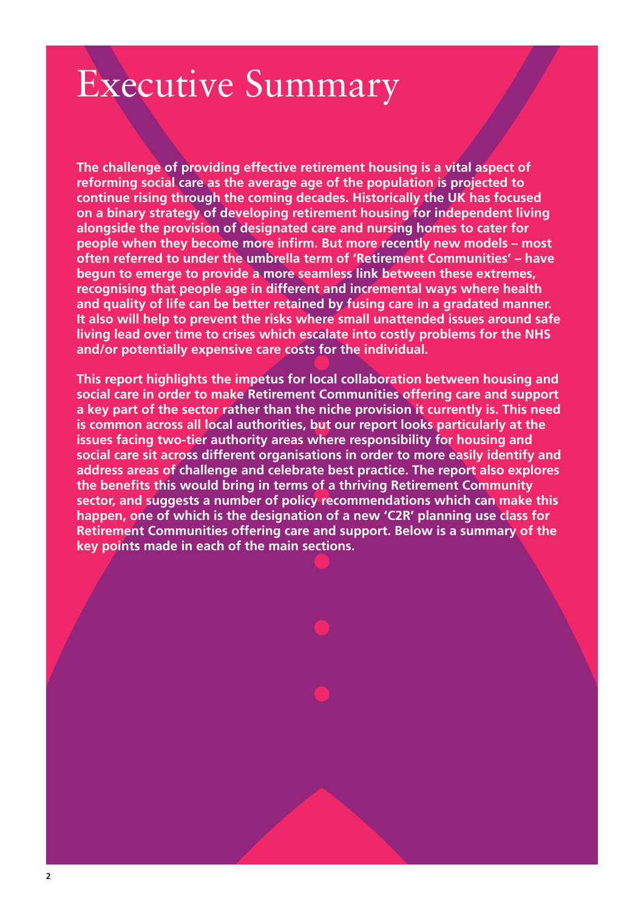# Executive Summary

**The challenge of providing effective retirement housing is a vital aspect of reforming social care as the average age of the population is projected to continue rising through the coming decades. Historically the UK has focused on a binary strategy of developing retirement housing for independent living alongside the provision of designated care and nursing homes to cater for people when they become more infirm. But more recently new models – most often referred to under the umbrella term of 'Retirement Communities' – have begun to emerge to provide a more seamless link between these extremes, recognising that people age in different and incremental ways where health and quality of life can be better retained by fusing care in a gradated manner. It also will help to prevent the risks where small unattended issues around safe living lead over time to crises which escalate into costly problems for the NHS and/or potentially expensive care costs for the individual.**

**This report highlights the impetus for local collaboration between housing and social care in order to make Retirement Communities offering care and support a key part of the sector rather than the niche provision it currently is. This need is common across all local authorities, but our report looks particularly at the issues facing two-tier authority areas where responsibility for housing and social care sit across different organisations in order to more easily identify and address areas of challenge and celebrate best practice. The report also explores the benefits this would bring in terms of a thriving Retirement Community sector, and suggests a number of policy recommendations which can make this happen, one of which is the designation of a new 'C2R' planning use class for Retirement Communities offering care and support. Below is a summary of the key points made in each of the main sections.**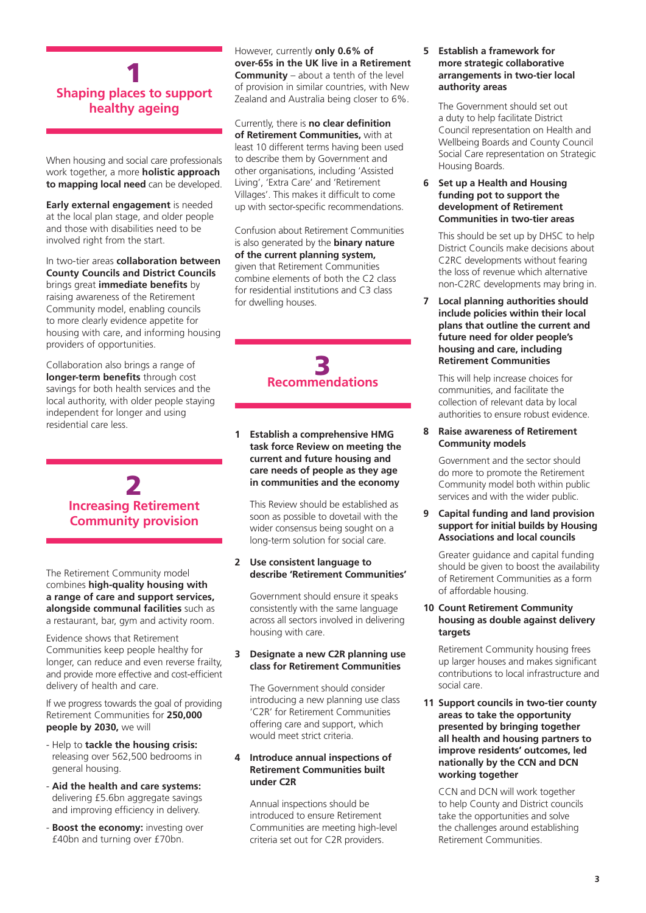## 1 Shaping places to support healthy ageing

When housing and social care professionals work together, a more **holistic approach to mapping local need** can be developed.

**Early external engagement** is needed at the local plan stage, and older people and those with disabilities need to be involved right from the start.

In two-tier areas **collaboration between County Councils and District Councils** brings great **immediate benefits** by raising awareness of the Retirement Community model, enabling councils to more clearly evidence appetite for housing with care, and informing housing providers of opportunities.

Collaboration also brings a range of **longer-term benefits** through cost savings for both health services and the local authority, with older people staying independent for longer and using residential care less.

## 2 Increasing Retirement Community provision

The Retirement Community model combines **high-quality housing with a range of care and support services, alongside communal facilities** such as a restaurant, bar, gym and activity room.

Evidence shows that Retirement Communities keep people healthy for longer, can reduce and even reverse frailty, and provide more effective and cost-efficient delivery of health and care.

If we progress towards the goal of providing Retirement Communities for **250,000 people by 2030,** we will

- Help to **tackle the housing crisis:** releasing over 562,500 bedrooms in general housing.
- **Aid the health and care systems:** delivering £5.6bn aggregate savings and improving efficiency in delivery.
- **Boost the economy:** investing over £40bn and turning over £70bn.

However, currently **only 0.6% of over-65s in the UK live in a Retirement Community** – about a tenth of the level of provision in similar countries, with New Zealand and Australia being closer to 6%.

Currently, there is **no clear definition of Retirement Communities,** with at least 10 different terms having been used to describe them by Government and other organisations, including 'Assisted Living', 'Extra Care' and 'Retirement Villages'. This makes it difficult to come up with sector-specific recommendations.

Confusion about Retirement Communities is also generated by the **binary nature of the current planning system,** given that Retirement Communities combine elements of both the C2 class for residential institutions and C3 class for dwelling houses.

## 3 Recommendations

1. **Establish a comprehensive HMG task force Review on meeting the current and future housing and care needs of people as they age in communities and the economy**

   This Review should be established as soon as possible to dovetail with the wider consensus being sought on a long-term solution for social care.

2. **Use consistent language to describe 'Retirement Communities'**

   Government should ensure it speaks consistently with the same language across all sectors involved in delivering housing with care.

3. **Designate a new C2R planning use class for Retirement Communities**

   The Government should consider introducing a new planning use class 'C2R' for Retirement Communities offering care and support, which would meet strict criteria.

4. **Introduce annual inspections of Retirement Communities built under C2R**

   Annual inspections should be introduced to ensure Retirement Communities are meeting high-level criteria set out for C2R providers.

5. **Establish a framework for more strategic collaborative arrangements in two-tier local authority areas**

   The Government should set out a duty to help facilitate District Council representation on Health and Wellbeing Boards and County Council Social Care representation on Strategic Housing Boards.

6. **Set up a Health and Housing funding pot to support the development of Retirement Communities in two-tier areas**

   This should be set up by DHSC to help District Councils make decisions about C2RC developments without fearing the loss of revenue which alternative non-C2RC developments may bring in.

7. **Local planning authorities should include policies within their local plans that outline the current and future need for older people's housing and care, including Retirement Communities**

   This will help increase choices for communities, and facilitate the collection of relevant data by local authorities to ensure robust evidence.

8. **Raise awareness of Retirement Community models**

   Government and the sector should do more to promote the Retirement Community model both within public services and with the wider public.

9. **Capital funding and land provision support for initial builds by Housing Associations and local councils**

   Greater guidance and capital funding should be given to boost the availability of Retirement Communities as a form of affordable housing.

10. **Count Retirement Community housing as double against delivery targets**

    Retirement Community housing frees up larger houses and makes significant contributions to local infrastructure and social care.

11. **Support councils in two-tier county areas to take the opportunity presented by bringing together all health and housing partners to improve residents' outcomes, led nationally by the CCN and DCN working together**

    CCN and DCN will work together to help County and District councils take the opportunities and solve the challenges around establishing Retirement Communities.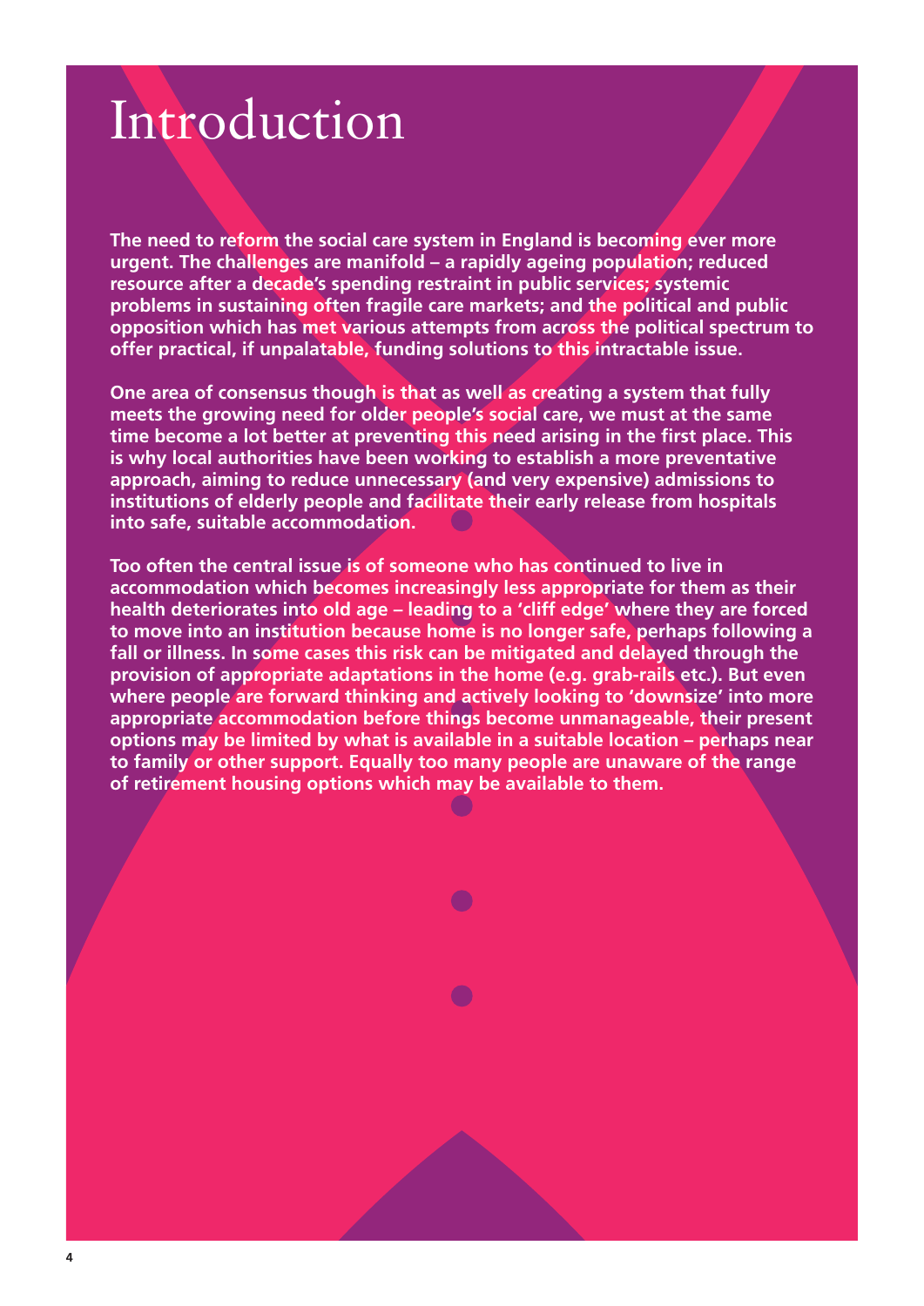# Introduction

**The need to reform the social care system in England is becoming ever more urgent. The challenges are manifold – a rapidly ageing population; reduced resource after a decade's spending restraint in public services; systemic problems in sustaining often fragile care markets; and the political and public opposition which has met various attempts from across the political spectrum to offer practical, if unpalatable, funding solutions to this intractable issue.**

**One area of consensus though is that as well as creating a system that fully meets the growing need for older people's social care, we must at the same time become a lot better at preventing this need arising in the first place. This is why local authorities have been working to establish a more preventative approach, aiming to reduce unnecessary (and very expensive) admissions to institutions of elderly people and facilitate their early release from hospitals into safe, suitable accommodation.**

**Too often the central issue is of someone who has continued to live in accommodation which becomes increasingly less appropriate for them as their health deteriorates into old age – leading to a 'cliff edge' where they are forced to move into an institution because home is no longer safe, perhaps following a fall or illness. In some cases this risk can be mitigated and delayed through the provision of appropriate adaptations in the home (e.g. grab-rails etc.). But even where people are forward thinking and actively looking to 'downsize' into more appropriate accommodation before things become unmanageable, their present options may be limited by what is available in a suitable location – perhaps near to family or other support. Equally too many people are unaware of the range of retirement housing options which may be available to them.**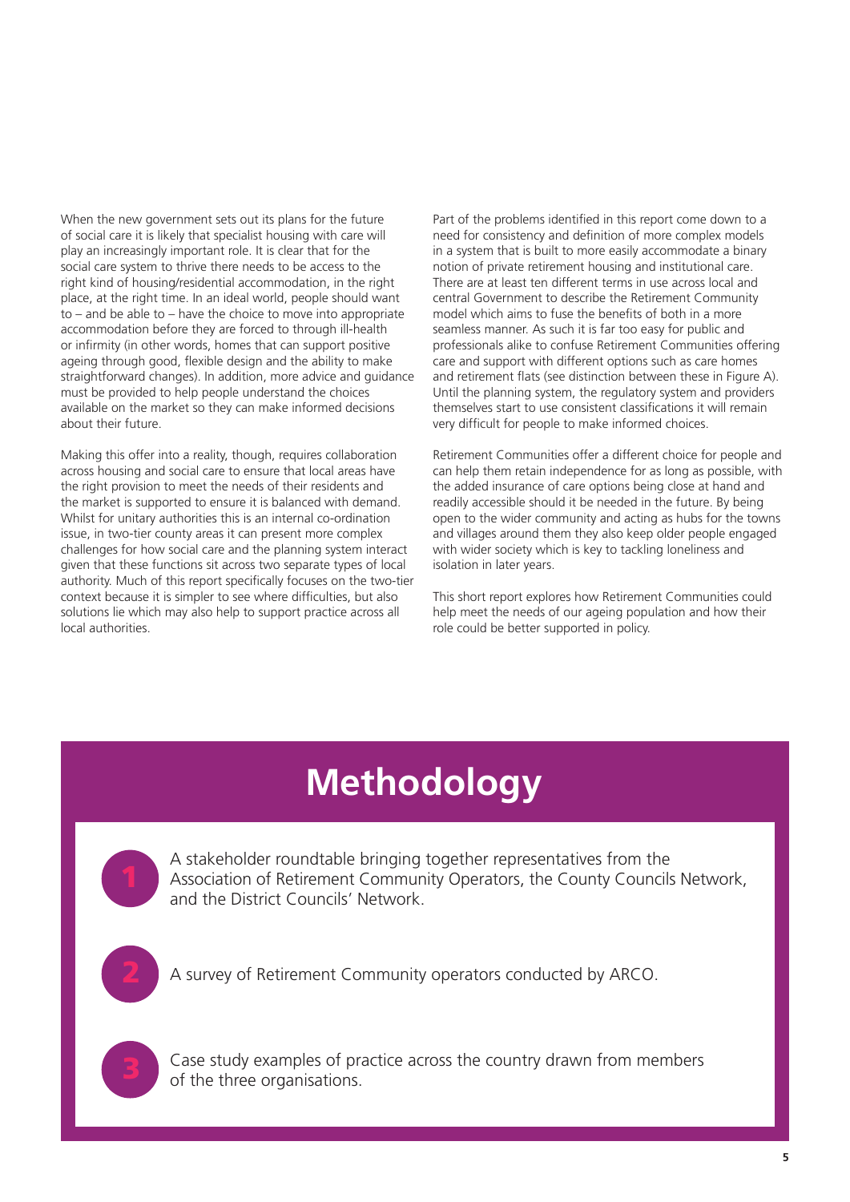When the new government sets out its plans for the future of social care it is likely that specialist housing with care will play an increasingly important role. It is clear that for the social care system to thrive there needs to be access to the right kind of housing/residential accommodation, in the right place, at the right time. In an ideal world, people should want to – and be able to – have the choice to move into appropriate accommodation before they are forced to through ill-health or infirmity (in other words, homes that can support positive ageing through good, flexible design and the ability to make straightforward changes). In addition, more advice and guidance must be provided to help people understand the choices available on the market so they can make informed decisions about their future.

Making this offer into a reality, though, requires collaboration across housing and social care to ensure that local areas have the right provision to meet the needs of their residents and the market is supported to ensure it is balanced with demand. Whilst for unitary authorities this is an internal co-ordination issue, in two-tier county areas it can present more complex challenges for how social care and the planning system interact given that these functions sit across two separate types of local authority. Much of this report specifically focuses on the two-tier context because it is simpler to see where difficulties, but also solutions lie which may also help to support practice across all local authorities.

Part of the problems identified in this report come down to a need for consistency and definition of more complex models in a system that is built to more easily accommodate a binary notion of private retirement housing and institutional care. There are at least ten different terms in use across local and central Government to describe the Retirement Community model which aims to fuse the benefits of both in a more seamless manner. As such it is far too easy for public and professionals alike to confuse Retirement Communities offering care and support with different options such as care homes and retirement flats (see distinction between these in Figure A). Until the planning system, the regulatory system and providers themselves start to use consistent classifications it will remain very difficult for people to make informed choices.

Retirement Communities offer a different choice for people and can help them retain independence for as long as possible, with the added insurance of care options being close at hand and readily accessible should it be needed in the future. By being open to the wider community and acting as hubs for the towns and villages around them they also keep older people engaged with wider society which is key to tackling loneliness and isolation in later years.

This short report explores how Retirement Communities could help meet the needs of our ageing population and how their role could be better supported in policy.

# Methodology

1. A stakeholder roundtable bringing together representatives from the Association of Retirement Community Operators, the County Councils Network, and the District Councils' Network.

2. A survey of Retirement Community operators conducted by ARCO.

3. Case study examples of practice across the country drawn from members of the three organisations.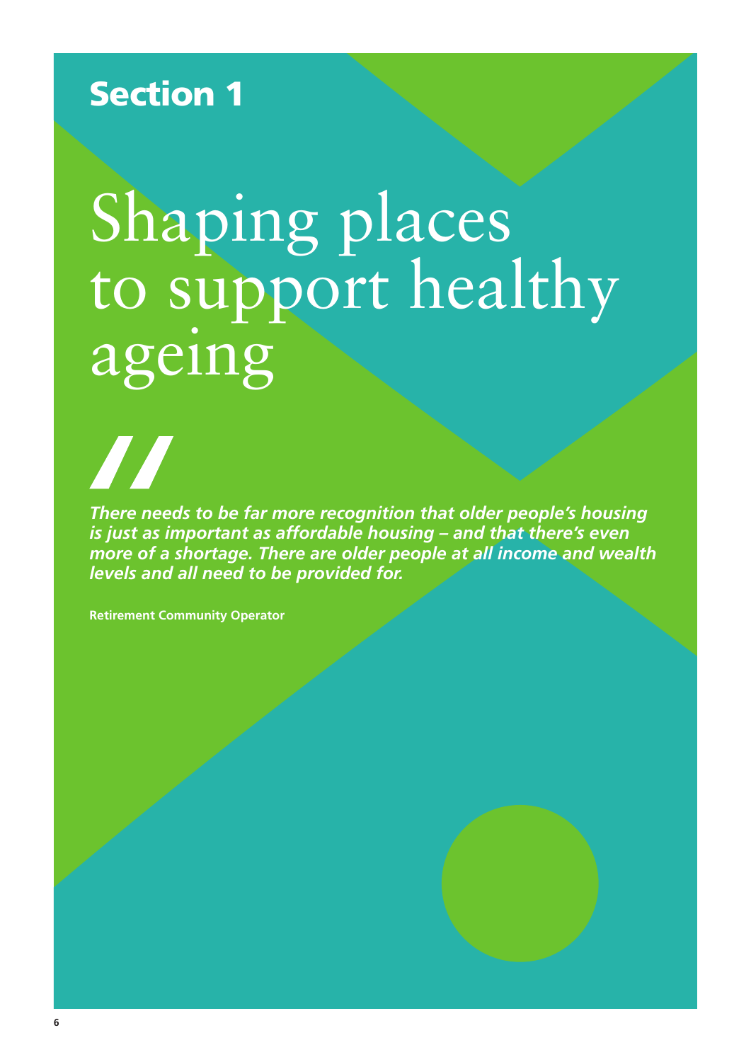## Section 1

# Shaping places to support healthy ageing

> ***There needs to be far more recognition that older people's housing is just as important as affordable housing – and that there's even more of a shortage. There are older people at all income and wealth levels and all need to be provided for.***
>
> **Retirement Community Operator**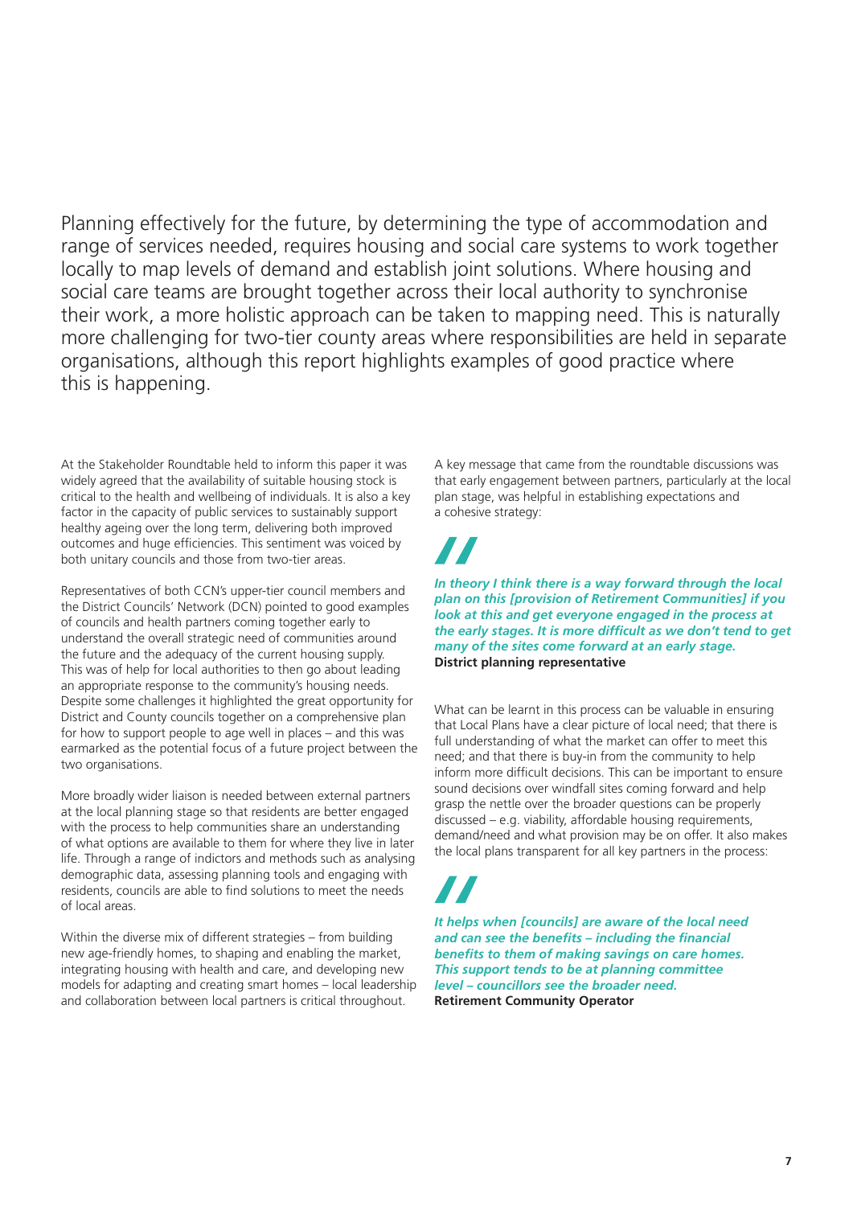Planning effectively for the future, by determining the type of accommodation and range of services needed, requires housing and social care systems to work together locally to map levels of demand and establish joint solutions. Where housing and social care teams are brought together across their local authority to synchronise their work, a more holistic approach can be taken to mapping need. This is naturally more challenging for two-tier county areas where responsibilities are held in separate organisations, although this report highlights examples of good practice where this is happening.

At the Stakeholder Roundtable held to inform this paper it was widely agreed that the availability of suitable housing stock is critical to the health and wellbeing of individuals. It is also a key factor in the capacity of public services to sustainably support healthy ageing over the long term, delivering both improved outcomes and huge efficiencies. This sentiment was voiced by both unitary councils and those from two-tier areas.

Representatives of both CCN's upper-tier council members and the District Councils' Network (DCN) pointed to good examples of councils and health partners coming together early to understand the overall strategic need of communities around the future and the adequacy of the current housing supply. This was of help for local authorities to then go about leading an appropriate response to the community's housing needs. Despite some challenges it highlighted the great opportunity for District and County councils together on a comprehensive plan for how to support people to age well in places – and this was earmarked as the potential focus of a future project between the two organisations.

More broadly wider liaison is needed between external partners at the local planning stage so that residents are better engaged with the process to help communities share an understanding of what options are available to them for where they live in later life. Through a range of indictors and methods such as analysing demographic data, assessing planning tools and engaging with residents, councils are able to find solutions to meet the needs of local areas.

Within the diverse mix of different strategies – from building new age-friendly homes, to shaping and enabling the market, integrating housing with health and care, and developing new models for adapting and creating smart homes – local leadership and collaboration between local partners is critical throughout.

A key message that came from the roundtable discussions was that early engagement between partners, particularly at the local plan stage, was helpful in establishing expectations and a cohesive strategy:

> ***In theory I think there is a way forward through the local plan on this [provision of Retirement Communities] if you look at this and get everyone engaged in the process at the early stages. It is more difficult as we don't tend to get many of the sites come forward at an early stage.***
> **District planning representative**

What can be learnt in this process can be valuable in ensuring that Local Plans have a clear picture of local need; that there is full understanding of what the market can offer to meet this need; and that there is buy-in from the community to help inform more difficult decisions. This can be important to ensure sound decisions over windfall sites coming forward and help grasp the nettle over the broader questions can be properly discussed – e.g. viability, affordable housing requirements, demand/need and what provision may be on offer. It also makes the local plans transparent for all key partners in the process:

> ***It helps when [councils] are aware of the local need and can see the benefits – including the financial benefits to them of making savings on care homes. This support tends to be at planning committee level – councillors see the broader need.***
> **Retirement Community Operator**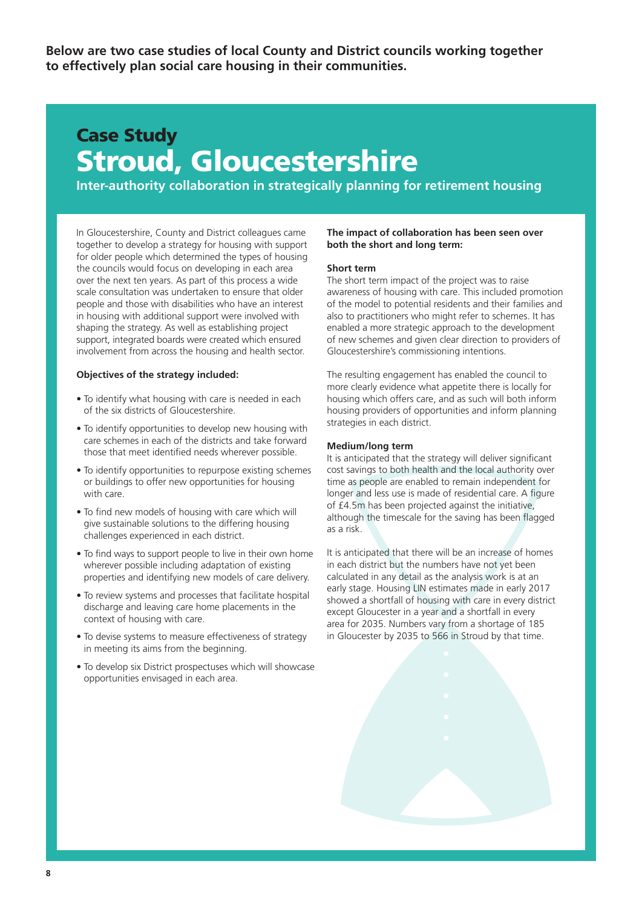**Below are two case studies of local County and District councils working together to effectively plan social care housing in their communities.**

## Case Study

# Stroud, Gloucestershire

### Inter-authority collaboration in strategically planning for retirement housing

In Gloucestershire, County and District colleagues came together to develop a strategy for housing with support for older people which determined the types of housing the councils would focus on developing in each area over the next ten years. As part of this process a wide scale consultation was undertaken to ensure that older people and those with disabilities who have an interest in housing with additional support were involved with shaping the strategy. As well as establishing project support, integrated boards were created which ensured involvement from across the housing and health sector.

**Objectives of the strategy included:**

- To identify what housing with care is needed in each of the six districts of Gloucestershire.
- To identify opportunities to develop new housing with care schemes in each of the districts and take forward those that meet identified needs wherever possible.
- To identify opportunities to repurpose existing schemes or buildings to offer new opportunities for housing with care.
- To find new models of housing with care which will give sustainable solutions to the differing housing challenges experienced in each district.
- To find ways to support people to live in their own home wherever possible including adaptation of existing properties and identifying new models of care delivery.
- To review systems and processes that facilitate hospital discharge and leaving care home placements in the context of housing with care.
- To devise systems to measure effectiveness of strategy in meeting its aims from the beginning.
- To develop six District prospectuses which will showcase opportunities envisaged in each area.

**The impact of collaboration has been seen over both the short and long term:**

**Short term**

The short term impact of the project was to raise awareness of housing with care. This included promotion of the model to potential residents and their families and also to practitioners who might refer to schemes. It has enabled a more strategic approach to the development of new schemes and given clear direction to providers of Gloucestershire's commissioning intentions.

The resulting engagement has enabled the council to more clearly evidence what appetite there is locally for housing which offers care, and as such will both inform housing providers of opportunities and inform planning strategies in each district.

**Medium/long term**

It is anticipated that the strategy will deliver significant cost savings to both health and the local authority over time as people are enabled to remain independent for longer and less use is made of residential care. A figure of £4.5m has been projected against the initiative, although the timescale for the saving has been flagged as a risk.

It is anticipated that there will be an increase of homes in each district but the numbers have not yet been calculated in any detail as the analysis work is at an early stage. Housing LIN estimates made in early 2017 showed a shortfall of housing with care in every district except Gloucester in a year and a shortfall in every area for 2035. Numbers vary from a shortage of 185 in Gloucester by 2035 to 566 in Stroud by that time.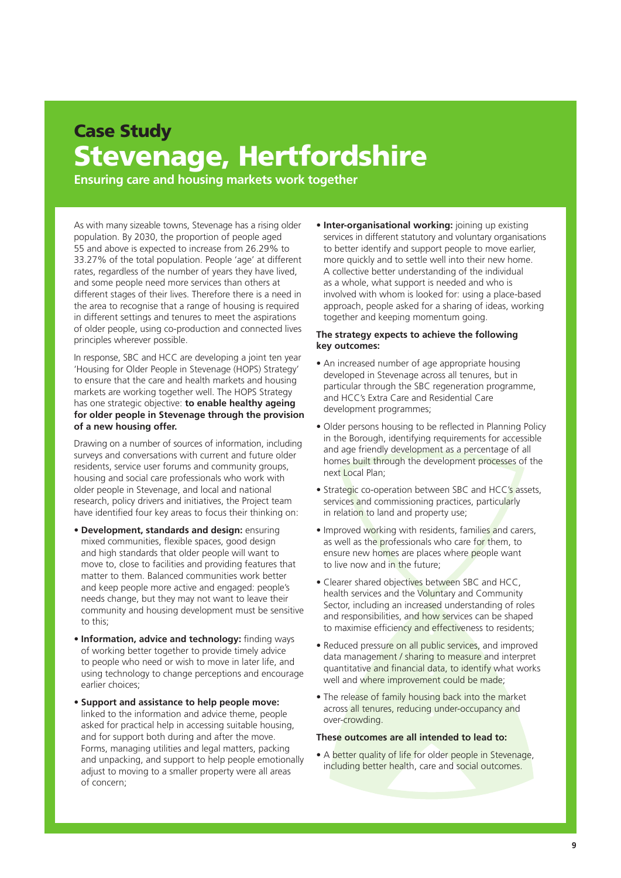# Case Study
# Stevenage, Hertfordshire

**Ensuring care and housing markets work together**

As with many sizeable towns, Stevenage has a rising older population. By 2030, the proportion of people aged 55 and above is expected to increase from 26.29% to 33.27% of the total population. People 'age' at different rates, regardless of the number of years they have lived, and some people need more services than others at different stages of their lives. Therefore there is a need in the area to recognise that a range of housing is required in different settings and tenures to meet the aspirations of older people, using co-production and connected lives principles wherever possible.

In response, SBC and HCC are developing a joint ten year 'Housing for Older People in Stevenage (HOPS) Strategy' to ensure that the care and health markets and housing markets are working together well. The HOPS Strategy has one strategic objective: **to enable healthy ageing for older people in Stevenage through the provision of a new housing offer.**

Drawing on a number of sources of information, including surveys and conversations with current and future older residents, service user forums and community groups, housing and social care professionals who work with older people in Stevenage, and local and national research, policy drivers and initiatives, the Project team have identified four key areas to focus their thinking on:

- **Development, standards and design:** ensuring mixed communities, flexible spaces, good design and high standards that older people will want to move to, close to facilities and providing features that matter to them. Balanced communities work better and keep people more active and engaged: people's needs change, but they may not want to leave their community and housing development must be sensitive to this;
- **Information, advice and technology:** finding ways of working better together to provide timely advice to people who need or wish to move in later life, and using technology to change perceptions and encourage earlier choices;
- **Support and assistance to help people move:** linked to the information and advice theme, people asked for practical help in accessing suitable housing, and for support both during and after the move. Forms, managing utilities and legal matters, packing and unpacking, and support to help people emotionally adjust to moving to a smaller property were all areas of concern;
- **Inter-organisational working:** joining up existing services in different statutory and voluntary organisations to better identify and support people to move earlier, more quickly and to settle well into their new home. A collective better understanding of the individual as a whole, what support is needed and who is involved with whom is looked for: using a place-based approach, people asked for a sharing of ideas, working together and keeping momentum going.

**The strategy expects to achieve the following key outcomes:**

- An increased number of age appropriate housing developed in Stevenage across all tenures, but in particular through the SBC regeneration programme, and HCC's Extra Care and Residential Care development programmes;
- Older persons housing to be reflected in Planning Policy in the Borough, identifying requirements for accessible and age friendly development as a percentage of all homes built through the development processes of the next Local Plan;
- Strategic co-operation between SBC and HCC's assets, services and commissioning practices, particularly in relation to land and property use;
- Improved working with residents, families and carers, as well as the professionals who care for them, to ensure new homes are places where people want to live now and in the future;
- Clearer shared objectives between SBC and HCC, health services and the Voluntary and Community Sector, including an increased understanding of roles and responsibilities, and how services can be shaped to maximise efficiency and effectiveness to residents;
- Reduced pressure on all public services, and improved data management / sharing to measure and interpret quantitative and financial data, to identify what works well and where improvement could be made;
- The release of family housing back into the market across all tenures, reducing under-occupancy and over-crowding.

**These outcomes are all intended to lead to:**

- A better quality of life for older people in Stevenage, including better health, care and social outcomes.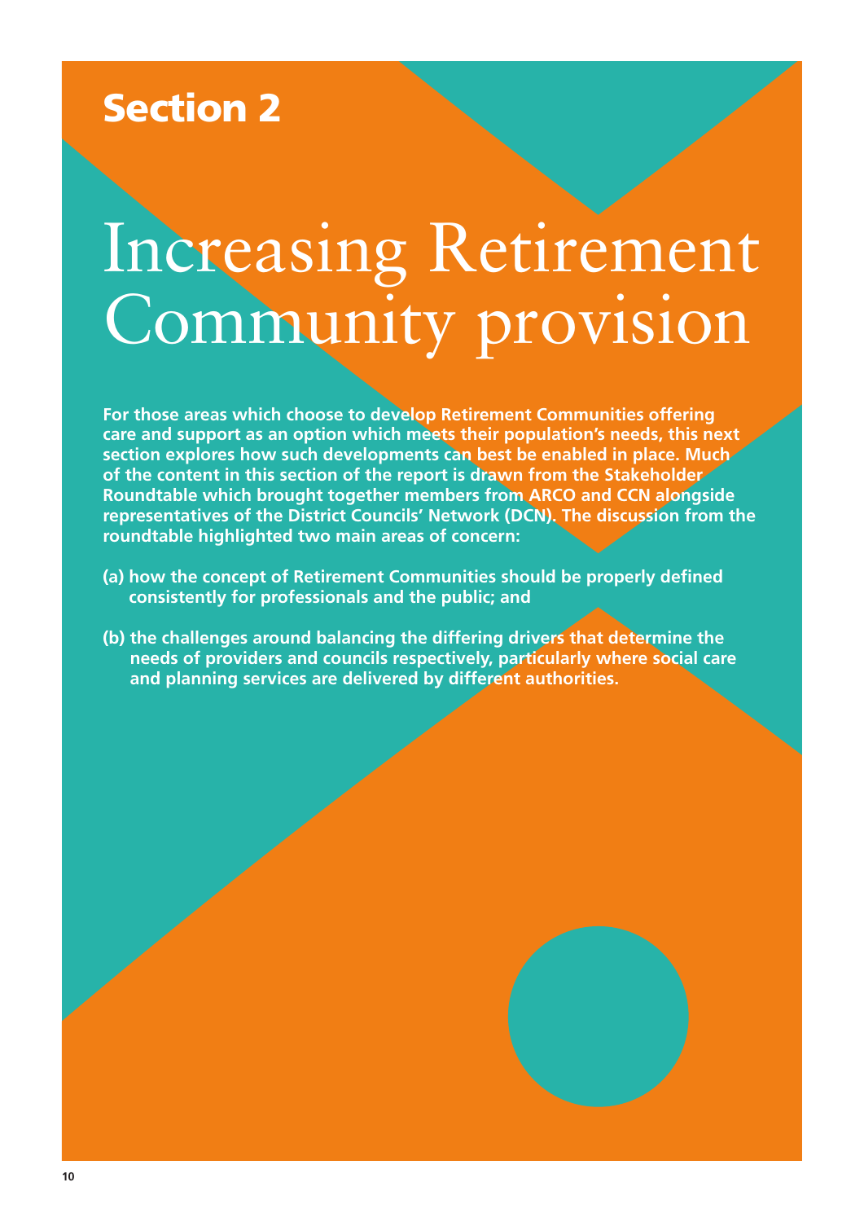## Section 2

# Increasing Retirement Community provision

**For those areas which choose to develop Retirement Communities offering care and support as an option which meets their population's needs, this next section explores how such developments can best be enabled in place. Much of the content in this section of the report is drawn from the Stakeholder Roundtable which brought together members from ARCO and CCN alongside representatives of the District Councils' Network (DCN). The discussion from the roundtable highlighted two main areas of concern:**

**(a) how the concept of Retirement Communities should be properly defined consistently for professionals and the public; and**

**(b) the challenges around balancing the differing drivers that determine the needs of providers and councils respectively, particularly where social care and planning services are delivered by different authorities.**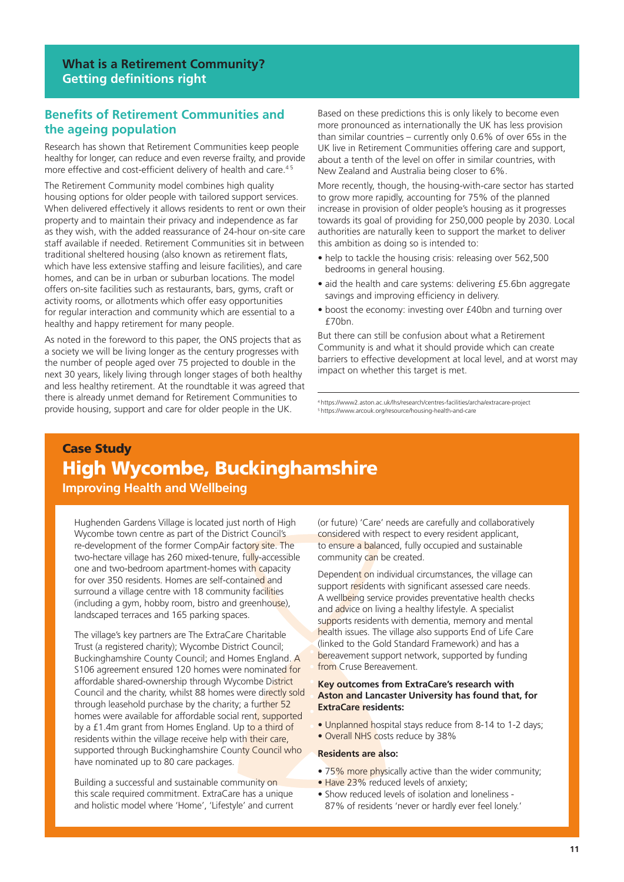## What is a Retirement Community? Getting definitions right

### Benefits of Retirement Communities and the ageing population

Research has shown that Retirement Communities keep people healthy for longer, can reduce and even reverse frailty, and provide more effective and cost-efficient delivery of health and care.[4 5]

The Retirement Community model combines high quality housing options for older people with tailored support services. When delivered effectively it allows residents to rent or own their property and to maintain their privacy and independence as far as they wish, with the added reassurance of 24-hour on-site care staff available if needed. Retirement Communities sit in between traditional sheltered housing (also known as retirement flats, which have less extensive staffing and leisure facilities), and care homes, and can be in urban or suburban locations. The model offers on-site facilities such as restaurants, bars, gyms, craft or activity rooms, or allotments which offer easy opportunities for regular interaction and community which are essential to a healthy and happy retirement for many people.

As noted in the foreword to this paper, the ONS projects that as a society we will be living longer as the century progresses with the number of people aged over 75 projected to double in the next 30 years, likely living through longer stages of both healthy and less healthy retirement. At the roundtable it was agreed that there is already unmet demand for Retirement Communities to provide housing, support and care for older people in the UK.

Based on these predictions this is only likely to become even more pronounced as internationally the UK has less provision than similar countries – currently only 0.6% of over 65s in the UK live in Retirement Communities offering care and support, about a tenth of the level on offer in similar countries, with New Zealand and Australia being closer to 6%.

More recently, though, the housing-with-care sector has started to grow more rapidly, accounting for 75% of the planned increase in provision of older people's housing as it progresses towards its goal of providing for 250,000 people by 2030. Local authorities are naturally keen to support the market to deliver this ambition as doing so is intended to:

- help to tackle the housing crisis: releasing over 562,500 bedrooms in general housing.
- aid the health and care systems: delivering £5.6bn aggregate savings and improving efficiency in delivery.
- boost the economy: investing over £40bn and turning over £70bn.

But there can still be confusion about what a Retirement Community is and what it should provide which can create barriers to effective development at local level, and at worst may impact on whether this target is met.

[4] https://www2.aston.ac.uk/lhs/research/centres-facilities/archa/extracare-project
[5] https://www.arcouk.org/resource/housing-health-and-care

## Case Study
## High Wycombe, Buckinghamshire
### Improving Health and Wellbeing

Hughenden Gardens Village is located just north of High Wycombe town centre as part of the District Council's re-development of the former CompAir factory site. The two-hectare village has 260 mixed-tenure, fully-accessible one and two-bedroom apartment-homes with capacity for over 350 residents. Homes are self-contained and surround a village centre with 18 community facilities (including a gym, hobby room, bistro and greenhouse), landscaped terraces and 165 parking spaces.

The village's key partners are The ExtraCare Charitable Trust (a registered charity); Wycombe District Council; Buckinghamshire County Council; and Homes England. A S106 agreement ensured 120 homes were nominated for affordable shared-ownership through Wycombe District Council and the charity, whilst 88 homes were directly sold through leasehold purchase by the charity; a further 52 homes were available for affordable social rent, supported by a £1.4m grant from Homes England. Up to a third of residents within the village receive help with their care, supported through Buckinghamshire County Council who have nominated up to 80 care packages.

Building a successful and sustainable community on this scale required commitment. ExtraCare has a unique and holistic model where 'Home', 'Lifestyle' and current (or future) 'Care' needs are carefully and collaboratively considered with respect to every resident applicant, to ensure a balanced, fully occupied and sustainable community can be created.

Dependent on individual circumstances, the village can support residents with significant assessed care needs. A wellbeing service provides preventative health checks and advice on living a healthy lifestyle. A specialist supports residents with dementia, memory and mental health issues. The village also supports End of Life Care (linked to the Gold Standard Framework) and has a bereavement support network, supported by funding from Cruse Bereavement.

**Key outcomes from ExtraCare's research with Aston and Lancaster University has found that, for ExtraCare residents:**

- Unplanned hospital stays reduce from 8-14 to 1-2 days;
- Overall NHS costs reduce by 38%

**Residents are also:**

- 75% more physically active than the wider community;
- Have 23% reduced levels of anxiety;
- Show reduced levels of isolation and loneliness - 87% of residents 'never or hardly ever feel lonely.'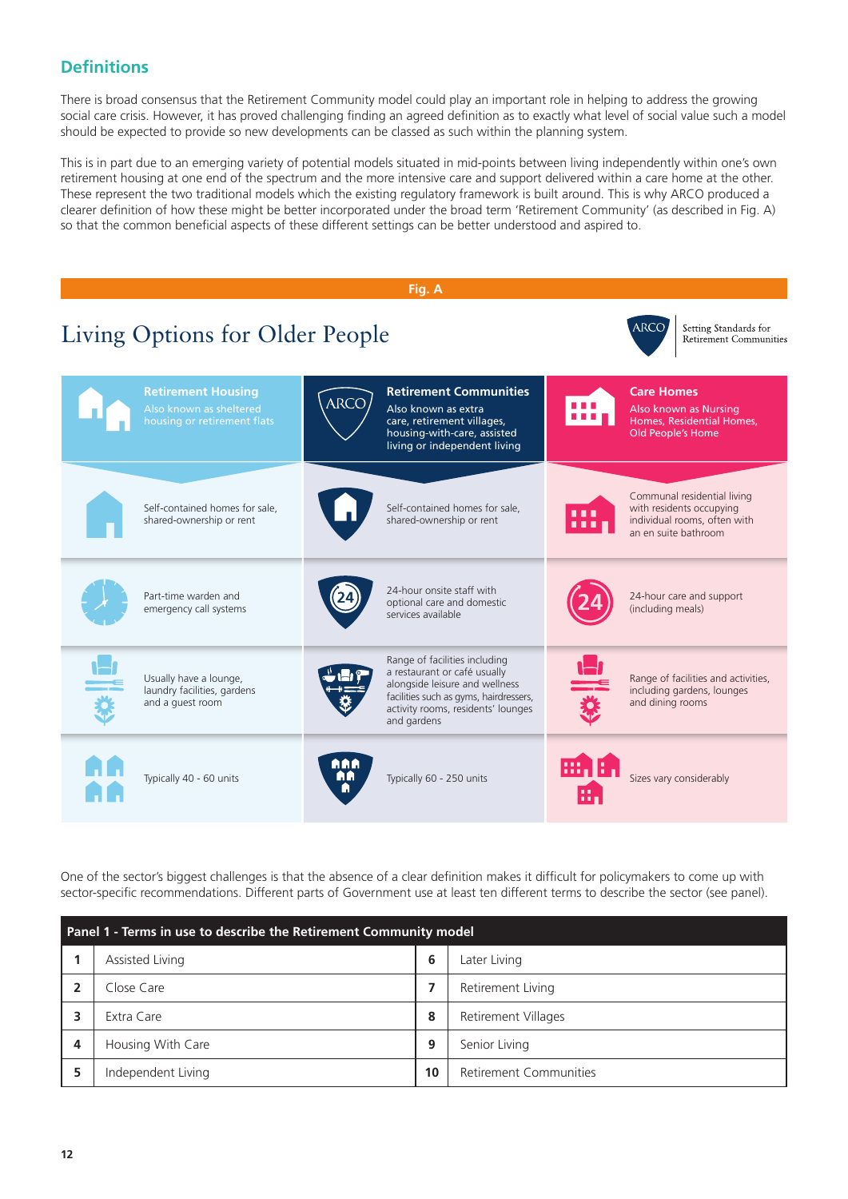## Definitions

There is broad consensus that the Retirement Community model could play an important role in helping to address the growing social care crisis. However, it has proved challenging finding an agreed definition as to exactly what level of social value such a model should be expected to provide so new developments can be classed as such within the planning system.

This is in part due to an emerging variety of potential models situated in mid-points between living independently within one's own retirement housing at one end of the spectrum and the more intensive care and support delivered within a care home at the other. These represent the two traditional models which the existing regulatory framework is built around. This is why ARCO produced a clearer definition of how these might be better incorporated under the broad term 'Retirement Community' (as described in Fig. A) so that the common beneficial aspects of these different settings can be better understood and aspired to.

**Fig. A**

### Living Options for Older People

ARCO – Setting Standards for Retirement Communities

| Retirement Housing<br>Also known as sheltered housing or retirement flats | Retirement Communities<br>Also known as extra care, retirement villages, housing-with-care, assisted living or independent living | Care Homes<br>Also known as Nursing Homes, Residential Homes, Old People's Home |
|---|---|---|
| Self-contained homes for sale, shared-ownership or rent | Self-contained homes for sale, shared-ownership or rent | Communal residential living with residents occupying individual rooms, often with an en suite bathroom |
| Part-time warden and emergency call systems | 24-hour onsite staff with optional care and domestic services available | 24-hour care and support (including meals) |
| Usually have a lounge, laundry facilities, gardens and a guest room | Range of facilities including a restaurant or café usually alongside leisure and wellness facilities such as gyms, hairdressers, activity rooms, residents' lounges and gardens | Range of facilities and activities, including gardens, lounges and dining rooms |
| Typically 40 - 60 units | Typically 60 - 250 units | Sizes vary considerably |

One of the sector's biggest challenges is that the absence of a clear definition makes it difficult for policymakers to come up with sector-specific recommendations. Different parts of Government use at least ten different terms to describe the sector (see panel).

| Panel 1 - Terms in use to describe the Retirement Community model | | | |
|---|---|---|---|
| **1** | Assisted Living | **6** | Later Living |
| **2** | Close Care | **7** | Retirement Living |
| **3** | Extra Care | **8** | Retirement Villages |
| **4** | Housing With Care | **9** | Senior Living |
| **5** | Independent Living | **10** | Retirement Communities |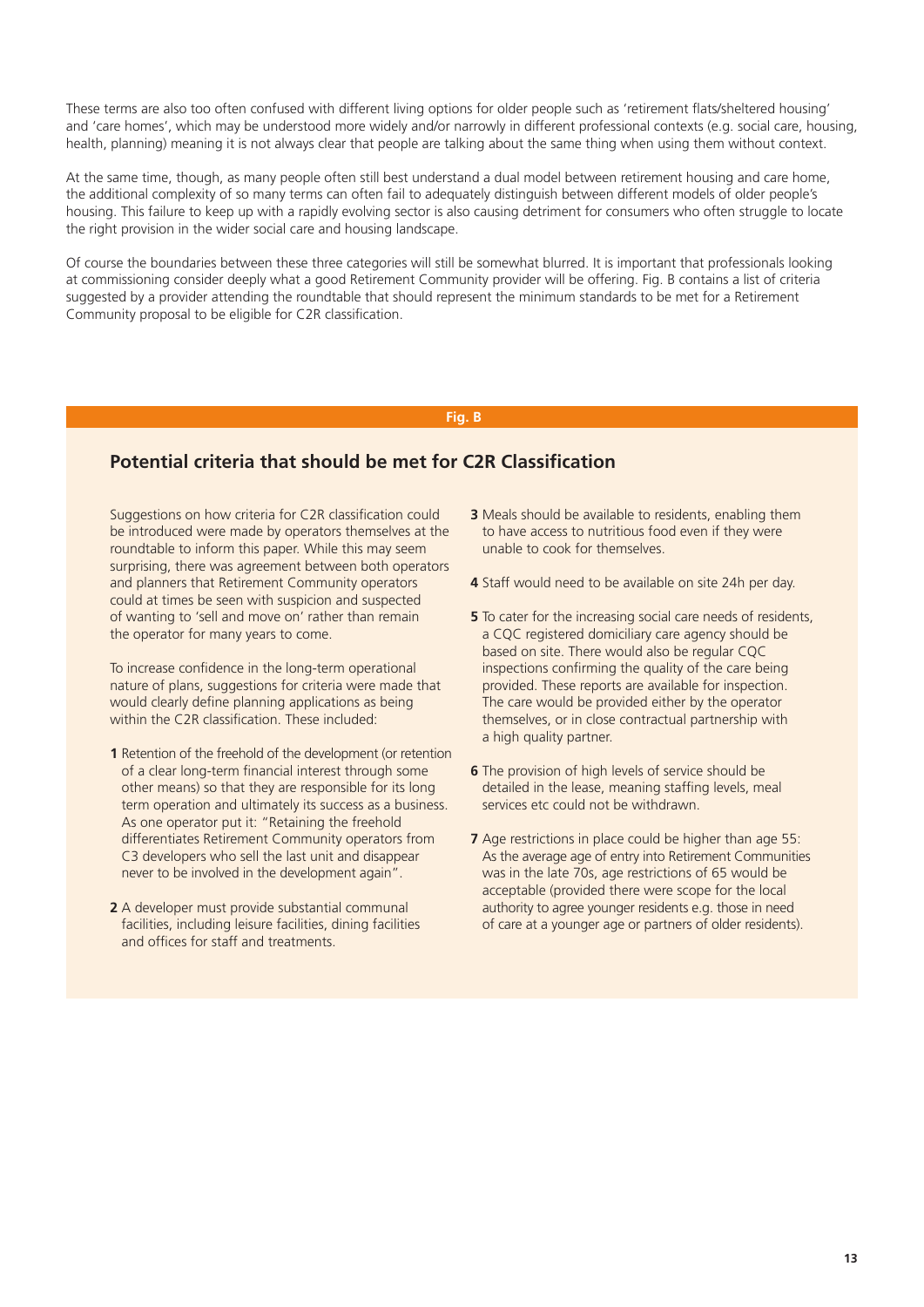These terms are also too often confused with different living options for older people such as 'retirement flats/sheltered housing' and 'care homes', which may be understood more widely and/or narrowly in different professional contexts (e.g. social care, housing, health, planning) meaning it is not always clear that people are talking about the same thing when using them without context.

At the same time, though, as many people often still best understand a dual model between retirement housing and care home, the additional complexity of so many terms can often fail to adequately distinguish between different models of older people's housing. This failure to keep up with a rapidly evolving sector is also causing detriment for consumers who often struggle to locate the right provision in the wider social care and housing landscape.

Of course the boundaries between these three categories will still be somewhat blurred. It is important that professionals looking at commissioning consider deeply what a good Retirement Community provider will be offering. Fig. B contains a list of criteria suggested by a provider attending the roundtable that should represent the minimum standards to be met for a Retirement Community proposal to be eligible for C2R classification.

**Fig. B**

## Potential criteria that should be met for C2R Classification

Suggestions on how criteria for C2R classification could be introduced were made by operators themselves at the roundtable to inform this paper. While this may seem surprising, there was agreement between both operators and planners that Retirement Community operators could at times be seen with suspicion and suspected of wanting to 'sell and move on' rather than remain the operator for many years to come.

To increase confidence in the long-term operational nature of plans, suggestions for criteria were made that would clearly define planning applications as being within the C2R classification. These included:

1. Retention of the freehold of the development (or retention of a clear long-term financial interest through some other means) so that they are responsible for its long term operation and ultimately its success as a business. As one operator put it: "Retaining the freehold differentiates Retirement Community operators from C3 developers who sell the last unit and disappear never to be involved in the development again".
2. A developer must provide substantial communal facilities, including leisure facilities, dining facilities and offices for staff and treatments.
3. Meals should be available to residents, enabling them to have access to nutritious food even if they were unable to cook for themselves.
4. Staff would need to be available on site 24h per day.
5. To cater for the increasing social care needs of residents, a CQC registered domiciliary care agency should be based on site. There would also be regular CQC inspections confirming the quality of the care being provided. These reports are available for inspection. The care would be provided either by the operator themselves, or in close contractual partnership with a high quality partner.
6. The provision of high levels of service should be detailed in the lease, meaning staffing levels, meal services etc could not be withdrawn.
7. Age restrictions in place could be higher than age 55: As the average age of entry into Retirement Communities was in the late 70s, age restrictions of 65 would be acceptable (provided there were scope for the local authority to agree younger residents e.g. those in need of care at a younger age or partners of older residents).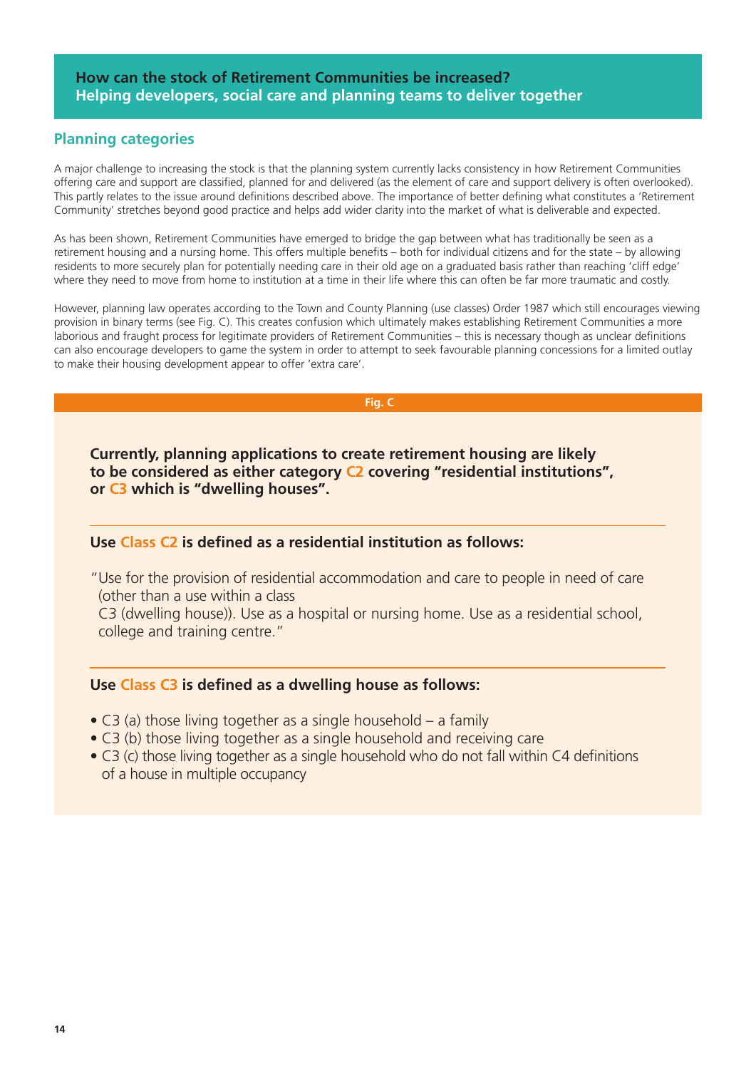## How can the stock of Retirement Communities be increased?
## Helping developers, social care and planning teams to deliver together

### Planning categories

A major challenge to increasing the stock is that the planning system currently lacks consistency in how Retirement Communities offering care and support are classified, planned for and delivered (as the element of care and support delivery is often overlooked). This partly relates to the issue around definitions described above. The importance of better defining what constitutes a 'Retirement Community' stretches beyond good practice and helps add wider clarity into the market of what is deliverable and expected.

As has been shown, Retirement Communities have emerged to bridge the gap between what has traditionally be seen as a retirement housing and a nursing home. This offers multiple benefits – both for individual citizens and for the state – by allowing residents to more securely plan for potentially needing care in their old age on a graduated basis rather than reaching 'cliff edge' where they need to move from home to institution at a time in their life where this can often be far more traumatic and costly.

However, planning law operates according to the Town and County Planning (use classes) Order 1987 which still encourages viewing provision in binary terms (see Fig. C). This creates confusion which ultimately makes establishing Retirement Communities a more laborious and fraught process for legitimate providers of Retirement Communities – this is necessary though as unclear definitions can also encourage developers to game the system in order to attempt to seek favourable planning concessions for a limited outlay to make their housing development appear to offer 'extra care'.

**Fig. C**

**Currently, planning applications to create retirement housing are likely to be considered as either category C2 covering "residential institutions", or C3 which is "dwelling houses".**

**Use Class C2 is defined as a residential institution as follows:**

"Use for the provision of residential accommodation and care to people in need of care (other than a use within a class C3 (dwelling house)). Use as a hospital or nursing home. Use as a residential school, college and training centre."

**Use Class C3 is defined as a dwelling house as follows:**

- C3 (a) those living together as a single household – a family
- C3 (b) those living together as a single household and receiving care
- C3 (c) those living together as a single household who do not fall within C4 definitions of a house in multiple occupancy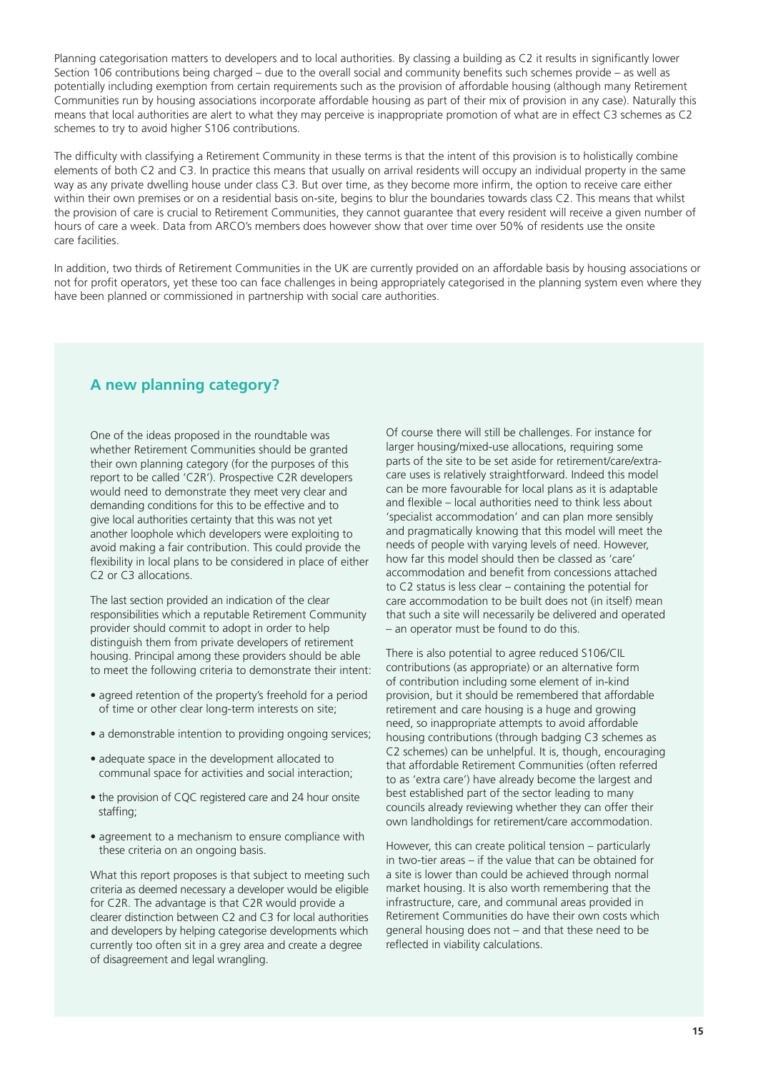Planning categorisation matters to developers and to local authorities. By classing a building as C2 it results in significantly lower Section 106 contributions being charged – due to the overall social and community benefits such schemes provide – as well as potentially including exemption from certain requirements such as the provision of affordable housing (although many Retirement Communities run by housing associations incorporate affordable housing as part of their mix of provision in any case). Naturally this means that local authorities are alert to what they may perceive is inappropriate promotion of what are in effect C3 schemes as C2 schemes to try to avoid higher S106 contributions.

The difficulty with classifying a Retirement Community in these terms is that the intent of this provision is to holistically combine elements of both C2 and C3. In practice this means that usually on arrival residents will occupy an individual property in the same way as any private dwelling house under class C3. But over time, as they become more infirm, the option to receive care either within their own premises or on a residential basis on-site, begins to blur the boundaries towards class C2. This means that whilst the provision of care is crucial to Retirement Communities, they cannot guarantee that every resident will receive a given number of hours of care a week. Data from ARCO's members does however show that over time over 50% of residents use the onsite care facilities.

In addition, two thirds of Retirement Communities in the UK are currently provided on an affordable basis by housing associations or not for profit operators, yet these too can face challenges in being appropriately categorised in the planning system even where they have been planned or commissioned in partnership with social care authorities.

## A new planning category?

One of the ideas proposed in the roundtable was whether Retirement Communities should be granted their own planning category (for the purposes of this report to be called 'C2R'). Prospective C2R developers would need to demonstrate they meet very clear and demanding conditions for this to be effective and to give local authorities certainty that this was not yet another loophole which developers were exploiting to avoid making a fair contribution. This could provide the flexibility in local plans to be considered in place of either C2 or C3 allocations.

The last section provided an indication of the clear responsibilities which a reputable Retirement Community provider should commit to adopt in order to help distinguish them from private developers of retirement housing. Principal among these providers should be able to meet the following criteria to demonstrate their intent:

- agreed retention of the property's freehold for a period of time or other clear long-term interests on site;
- a demonstrable intention to providing ongoing services;
- adequate space in the development allocated to communal space for activities and social interaction;
- the provision of CQC registered care and 24 hour onsite staffing;
- agreement to a mechanism to ensure compliance with these criteria on an ongoing basis.

What this report proposes is that subject to meeting such criteria as deemed necessary a developer would be eligible for C2R. The advantage is that C2R would provide a clearer distinction between C2 and C3 for local authorities and developers by helping categorise developments which currently too often sit in a grey area and create a degree of disagreement and legal wrangling.

Of course there will still be challenges. For instance for larger housing/mixed-use allocations, requiring some parts of the site to be set aside for retirement/care/extra-care uses is relatively straightforward. Indeed this model can be more favourable for local plans as it is adaptable and flexible – local authorities need to think less about 'specialist accommodation' and can plan more sensibly and pragmatically knowing that this model will meet the needs of people with varying levels of need. However, how far this model should then be classed as 'care' accommodation and benefit from concessions attached to C2 status is less clear – containing the potential for care accommodation to be built does not (in itself) mean that such a site will necessarily be delivered and operated – an operator must be found to do this.

There is also potential to agree reduced S106/CIL contributions (as appropriate) or an alternative form of contribution including some element of in-kind provision, but it should be remembered that affordable retirement and care housing is a huge and growing need, so inappropriate attempts to avoid affordable housing contributions (through badging C3 schemes as C2 schemes) can be unhelpful. It is, though, encouraging that affordable Retirement Communities (often referred to as 'extra care') have already become the largest and best established part of the sector leading to many councils already reviewing whether they can offer their own landholdings for retirement/care accommodation.

However, this can create political tension – particularly in two-tier areas – if the value that can be obtained for a site is lower than could be achieved through normal market housing. It is also worth remembering that the infrastructure, care, and communal areas provided in Retirement Communities do have their own costs which general housing does not – and that these need to be reflected in viability calculations.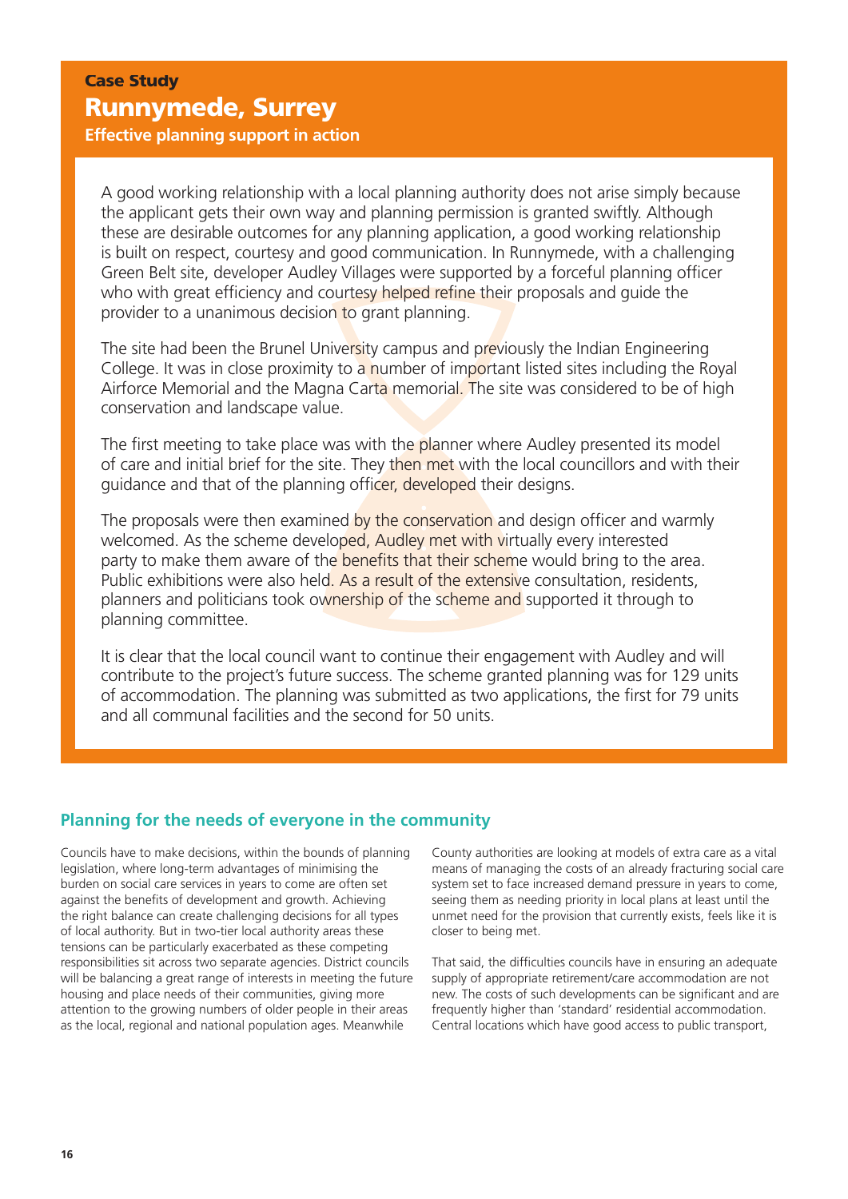## Case Study

# Runnymede, Surrey

**Effective planning support in action**

A good working relationship with a local planning authority does not arise simply because the applicant gets their own way and planning permission is granted swiftly. Although these are desirable outcomes for any planning application, a good working relationship is built on respect, courtesy and good communication. In Runnymede, with a challenging Green Belt site, developer Audley Villages were supported by a forceful planning officer who with great efficiency and courtesy helped refine their proposals and guide the provider to a unanimous decision to grant planning.

The site had been the Brunel University campus and previously the Indian Engineering College. It was in close proximity to a number of important listed sites including the Royal Airforce Memorial and the Magna Carta memorial. The site was considered to be of high conservation and landscape value.

The first meeting to take place was with the planner where Audley presented its model of care and initial brief for the site. They then met with the local councillors and with their guidance and that of the planning officer, developed their designs.

The proposals were then examined by the conservation and design officer and warmly welcomed. As the scheme developed, Audley met with virtually every interested party to make them aware of the benefits that their scheme would bring to the area. Public exhibitions were also held. As a result of the extensive consultation, residents, planners and politicians took ownership of the scheme and supported it through to planning committee.

It is clear that the local council want to continue their engagement with Audley and will contribute to the project's future success. The scheme granted planning was for 129 units of accommodation. The planning was submitted as two applications, the first for 79 units and all communal facilities and the second for 50 units.

## Planning for the needs of everyone in the community

Councils have to make decisions, within the bounds of planning legislation, where long-term advantages of minimising the burden on social care services in years to come are often set against the benefits of development and growth. Achieving the right balance can create challenging decisions for all types of local authority. But in two-tier local authority areas these tensions can be particularly exacerbated as these competing responsibilities sit across two separate agencies. District councils will be balancing a great range of interests in meeting the future housing and place needs of their communities, giving more attention to the growing numbers of older people in their areas as the local, regional and national population ages. Meanwhile County authorities are looking at models of extra care as a vital means of managing the costs of an already fracturing social care system set to face increased demand pressure in years to come, seeing them as needing priority in local plans at least until the unmet need for the provision that currently exists, feels like it is closer to being met.

That said, the difficulties councils have in ensuring an adequate supply of appropriate retirement/care accommodation are not new. The costs of such developments can be significant and are frequently higher than 'standard' residential accommodation. Central locations which have good access to public transport,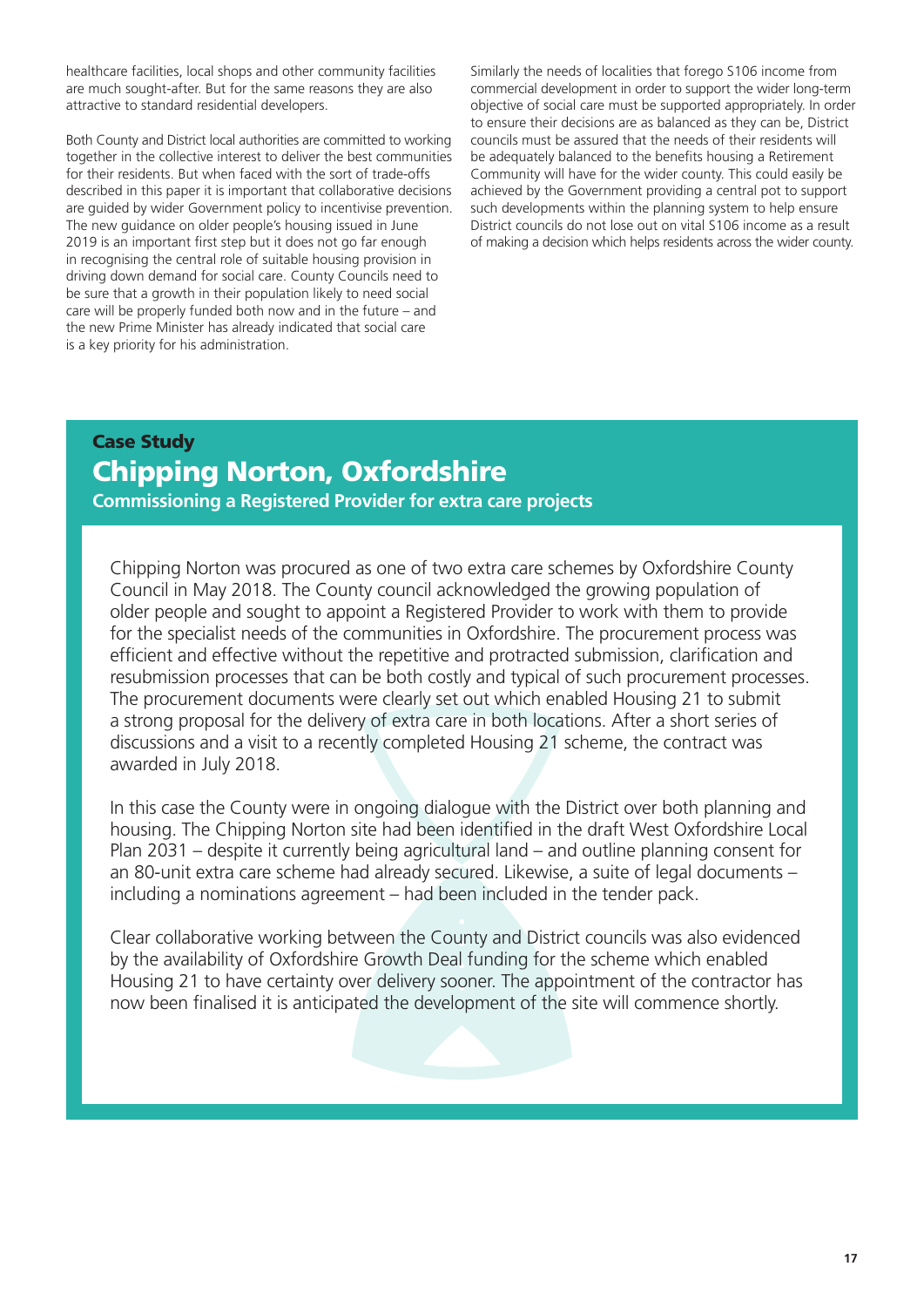healthcare facilities, local shops and other community facilities are much sought-after. But for the same reasons they are also attractive to standard residential developers.

Both County and District local authorities are committed to working together in the collective interest to deliver the best communities for their residents. But when faced with the sort of trade-offs described in this paper it is important that collaborative decisions are guided by wider Government policy to incentivise prevention. The new guidance on older people's housing issued in June 2019 is an important first step but it does not go far enough in recognising the central role of suitable housing provision in driving down demand for social care. County Councils need to be sure that a growth in their population likely to need social care will be properly funded both now and in the future – and the new Prime Minister has already indicated that social care is a key priority for his administration.

Similarly the needs of localities that forego S106 income from commercial development in order to support the wider long-term objective of social care must be supported appropriately. In order to ensure their decisions are as balanced as they can be, District councils must be assured that the needs of their residents will be adequately balanced to the benefits housing a Retirement Community will have for the wider county. This could easily be achieved by the Government providing a central pot to support such developments within the planning system to help ensure District councils do not lose out on vital S106 income as a result of making a decision which helps residents across the wider county.

**Case Study**

## Chipping Norton, Oxfordshire

**Commissioning a Registered Provider for extra care projects**

Chipping Norton was procured as one of two extra care schemes by Oxfordshire County Council in May 2018. The County council acknowledged the growing population of older people and sought to appoint a Registered Provider to work with them to provide for the specialist needs of the communities in Oxfordshire. The procurement process was efficient and effective without the repetitive and protracted submission, clarification and resubmission processes that can be both costly and typical of such procurement processes. The procurement documents were clearly set out which enabled Housing 21 to submit a strong proposal for the delivery of extra care in both locations. After a short series of discussions and a visit to a recently completed Housing 21 scheme, the contract was awarded in July 2018.

In this case the County were in ongoing dialogue with the District over both planning and housing. The Chipping Norton site had been identified in the draft West Oxfordshire Local Plan 2031 – despite it currently being agricultural land – and outline planning consent for an 80-unit extra care scheme had already secured. Likewise, a suite of legal documents – including a nominations agreement – had been included in the tender pack.

Clear collaborative working between the County and District councils was also evidenced by the availability of Oxfordshire Growth Deal funding for the scheme which enabled Housing 21 to have certainty over delivery sooner. The appointment of the contractor has now been finalised it is anticipated the development of the site will commence shortly.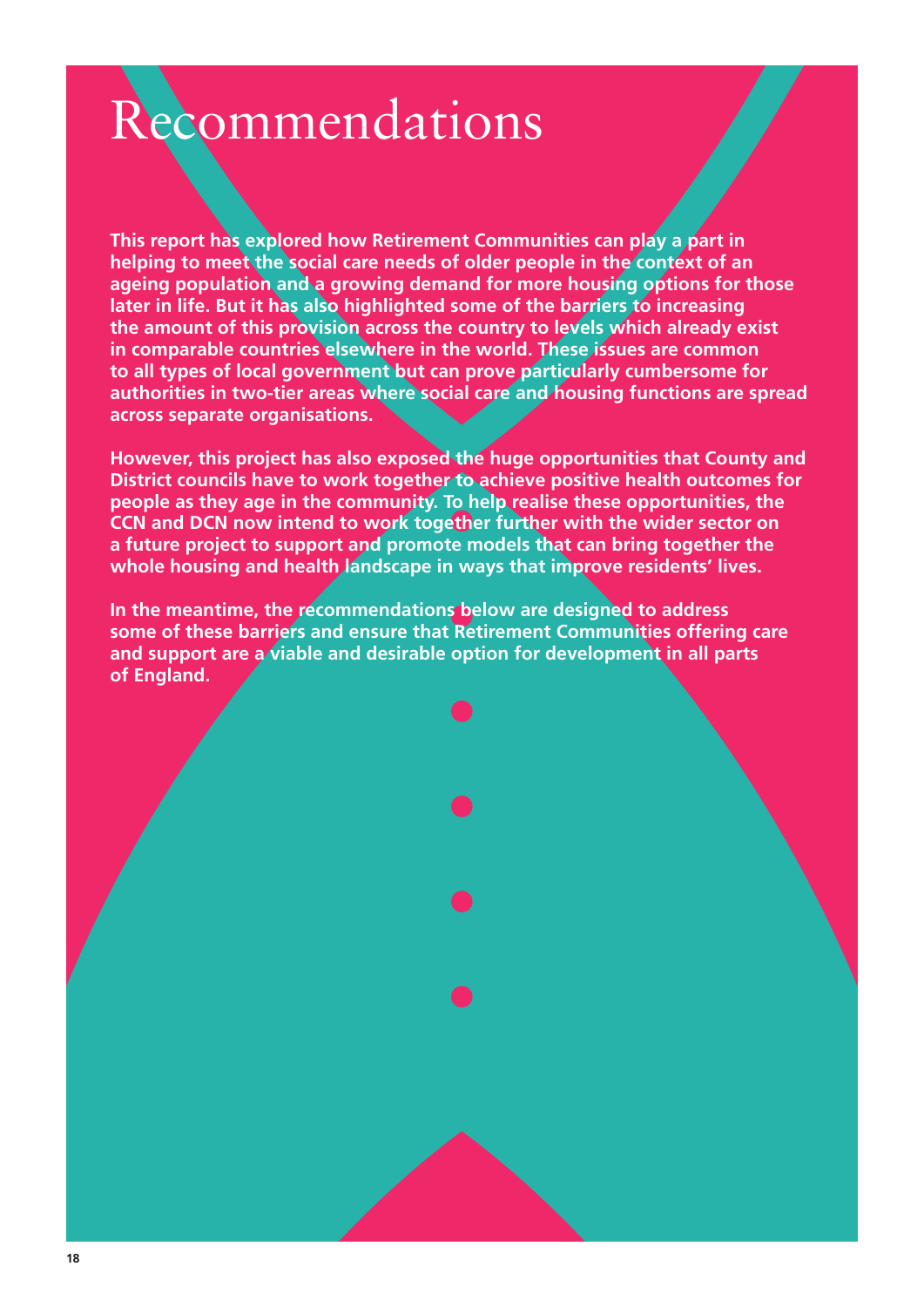# Recommendations

**This report has explored how Retirement Communities can play a part in helping to meet the social care needs of older people in the context of an ageing population and a growing demand for more housing options for those later in life. But it has also highlighted some of the barriers to increasing the amount of this provision across the country to levels which already exist in comparable countries elsewhere in the world. These issues are common to all types of local government but can prove particularly cumbersome for authorities in two-tier areas where social care and housing functions are spread across separate organisations.**

**However, this project has also exposed the huge opportunities that County and District councils have to work together to achieve positive health outcomes for people as they age in the community. To help realise these opportunities, the CCN and DCN now intend to work together further with the wider sector on a future project to support and promote models that can bring together the whole housing and health landscape in ways that improve residents' lives.**

**In the meantime, the recommendations below are designed to address some of these barriers and ensure that Retirement Communities offering care and support are a viable and desirable option for development in all parts of England.**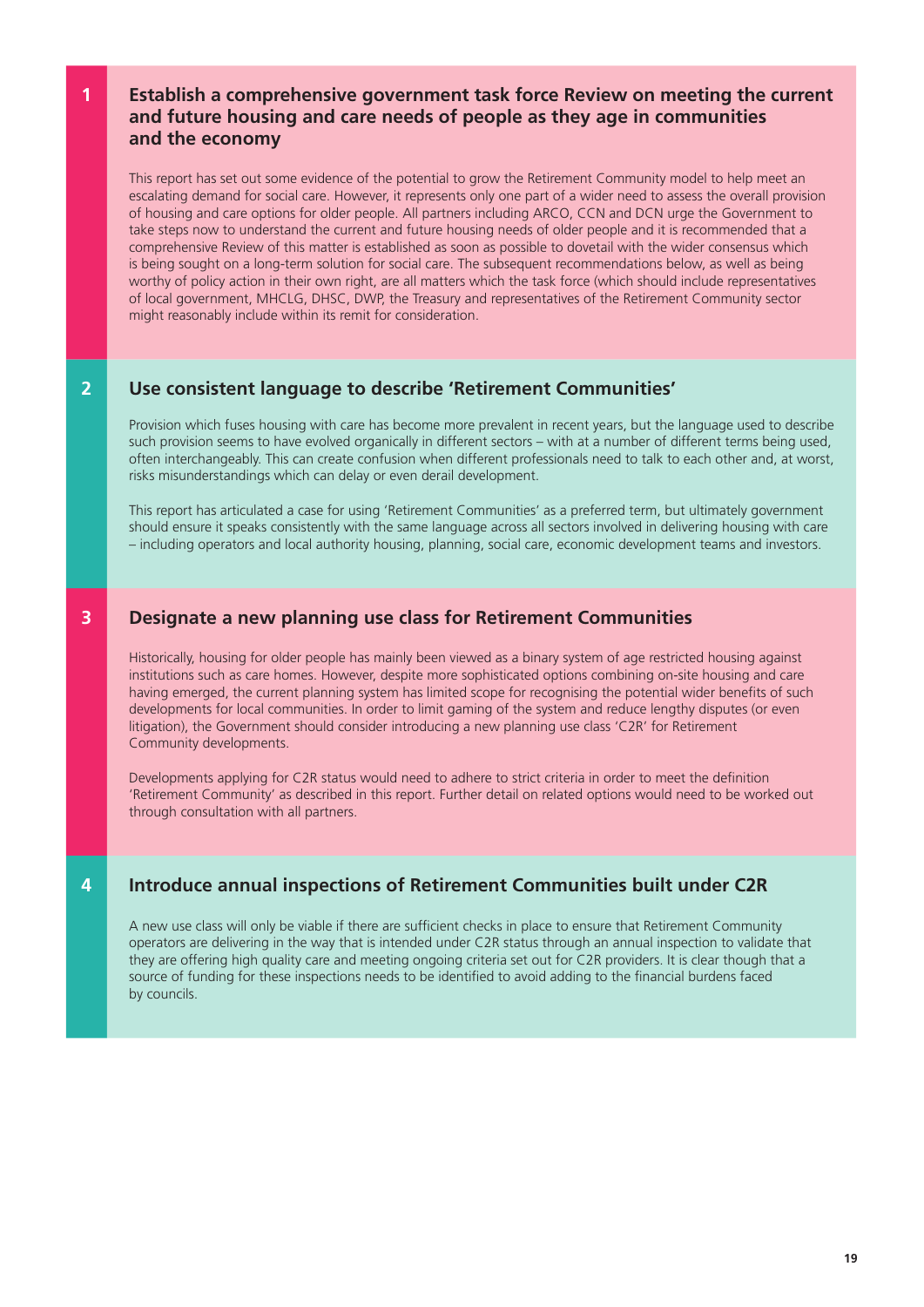## 1 Establish a comprehensive government task force Review on meeting the current and future housing and care needs of people as they age in communities and the economy

This report has set out some evidence of the potential to grow the Retirement Community model to help meet an escalating demand for social care. However, it represents only one part of a wider need to assess the overall provision of housing and care options for older people. All partners including ARCO, CCN and DCN urge the Government to take steps now to understand the current and future housing needs of older people and it is recommended that a comprehensive Review of this matter is established as soon as possible to dovetail with the wider consensus which is being sought on a long-term solution for social care. The subsequent recommendations below, as well as being worthy of policy action in their own right, are all matters which the task force (which should include representatives of local government, MHCLG, DHSC, DWP, the Treasury and representatives of the Retirement Community sector might reasonably include within its remit for consideration.

## 2 Use consistent language to describe 'Retirement Communities'

Provision which fuses housing with care has become more prevalent in recent years, but the language used to describe such provision seems to have evolved organically in different sectors – with at a number of different terms being used, often interchangeably. This can create confusion when different professionals need to talk to each other and, at worst, risks misunderstandings which can delay or even derail development.

This report has articulated a case for using 'Retirement Communities' as a preferred term, but ultimately government should ensure it speaks consistently with the same language across all sectors involved in delivering housing with care – including operators and local authority housing, planning, social care, economic development teams and investors.

## 3 Designate a new planning use class for Retirement Communities

Historically, housing for older people has mainly been viewed as a binary system of age restricted housing against institutions such as care homes. However, despite more sophisticated options combining on-site housing and care having emerged, the current planning system has limited scope for recognising the potential wider benefits of such developments for local communities. In order to limit gaming of the system and reduce lengthy disputes (or even litigation), the Government should consider introducing a new planning use class 'C2R' for Retirement Community developments.

Developments applying for C2R status would need to adhere to strict criteria in order to meet the definition 'Retirement Community' as described in this report. Further detail on related options would need to be worked out through consultation with all partners.

## 4 Introduce annual inspections of Retirement Communities built under C2R

A new use class will only be viable if there are sufficient checks in place to ensure that Retirement Community operators are delivering in the way that is intended under C2R status through an annual inspection to validate that they are offering high quality care and meeting ongoing criteria set out for C2R providers. It is clear though that a source of funding for these inspections needs to be identified to avoid adding to the financial burdens faced by councils.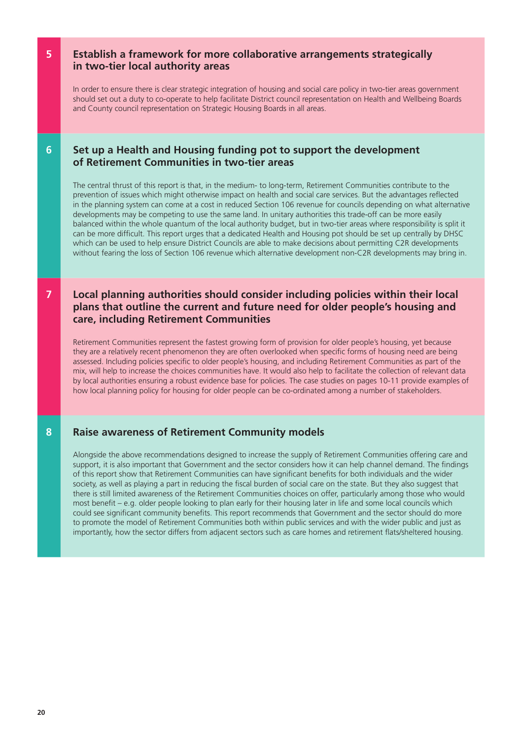## 5 Establish a framework for more collaborative arrangements strategically in two-tier local authority areas

In order to ensure there is clear strategic integration of housing and social care policy in two-tier areas government should set out a duty to co-operate to help facilitate District council representation on Health and Wellbeing Boards and County council representation on Strategic Housing Boards in all areas.

## 6 Set up a Health and Housing funding pot to support the development of Retirement Communities in two-tier areas

The central thrust of this report is that, in the medium- to long-term, Retirement Communities contribute to the prevention of issues which might otherwise impact on health and social care services. But the advantages reflected in the planning system can come at a cost in reduced Section 106 revenue for councils depending on what alternative developments may be competing to use the same land. In unitary authorities this trade-off can be more easily balanced within the whole quantum of the local authority budget, but in two-tier areas where responsibility is split it can be more difficult. This report urges that a dedicated Health and Housing pot should be set up centrally by DHSC which can be used to help ensure District Councils are able to make decisions about permitting C2R developments without fearing the loss of Section 106 revenue which alternative development non-C2R developments may bring in.

## 7 Local planning authorities should consider including policies within their local plans that outline the current and future need for older people's housing and care, including Retirement Communities

Retirement Communities represent the fastest growing form of provision for older people's housing, yet because they are a relatively recent phenomenon they are often overlooked when specific forms of housing need are being assessed. Including policies specific to older people's housing, and including Retirement Communities as part of the mix, will help to increase the choices communities have. It would also help to facilitate the collection of relevant data by local authorities ensuring a robust evidence base for policies. The case studies on pages 10-11 provide examples of how local planning policy for housing for older people can be co-ordinated among a number of stakeholders.

## 8 Raise awareness of Retirement Community models

Alongside the above recommendations designed to increase the supply of Retirement Communities offering care and support, it is also important that Government and the sector considers how it can help channel demand. The findings of this report show that Retirement Communities can have significant benefits for both individuals and the wider society, as well as playing a part in reducing the fiscal burden of social care on the state. But they also suggest that there is still limited awareness of the Retirement Communities choices on offer, particularly among those who would most benefit – e.g. older people looking to plan early for their housing later in life and some local councils which could see significant community benefits. This report recommends that Government and the sector should do more to promote the model of Retirement Communities both within public services and with the wider public and just as importantly, how the sector differs from adjacent sectors such as care homes and retirement flats/sheltered housing.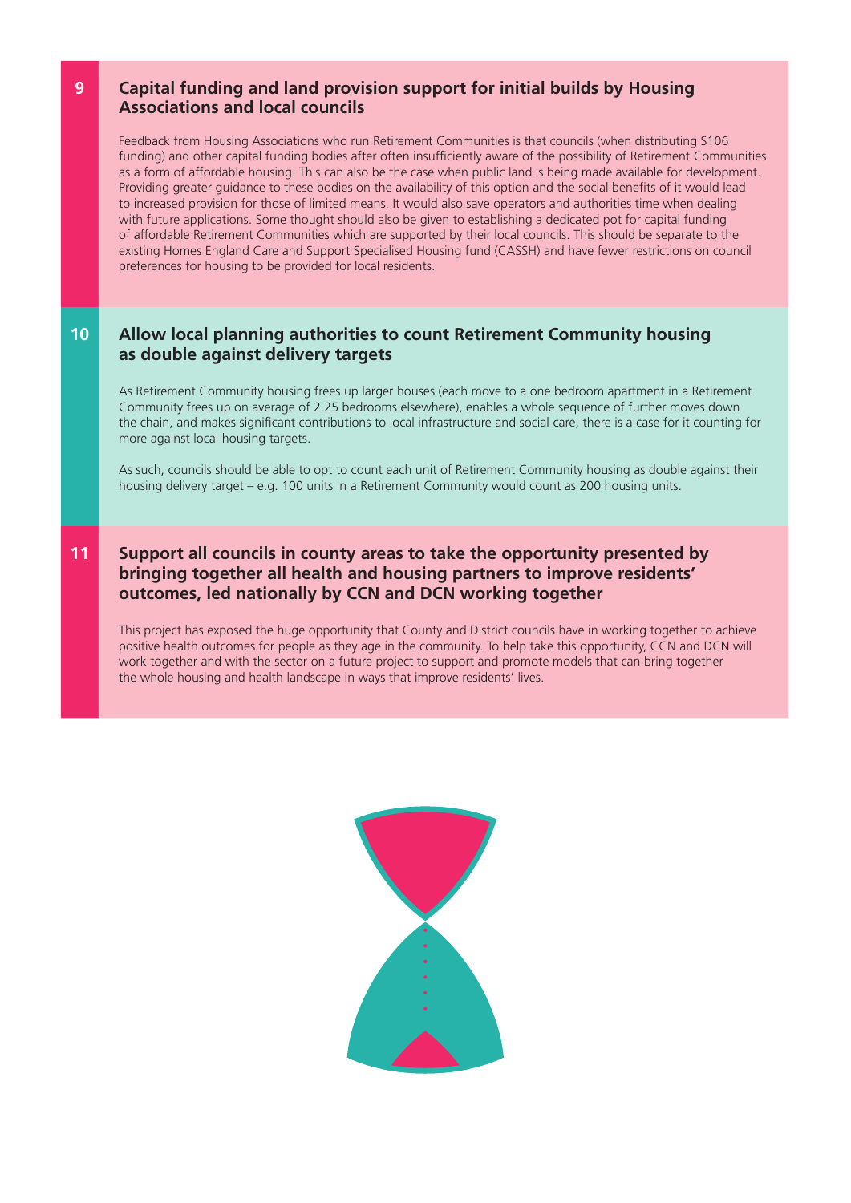## 9 Capital funding and land provision support for initial builds by Housing Associations and local councils

Feedback from Housing Associations who run Retirement Communities is that councils (when distributing S106 funding) and other capital funding bodies after often insufficiently aware of the possibility of Retirement Communities as a form of affordable housing. This can also be the case when public land is being made available for development. Providing greater guidance to these bodies on the availability of this option and the social benefits of it would lead to increased provision for those of limited means. It would also save operators and authorities time when dealing with future applications. Some thought should also be given to establishing a dedicated pot for capital funding of affordable Retirement Communities which are supported by their local councils. This should be separate to the existing Homes England Care and Support Specialised Housing fund (CASSH) and have fewer restrictions on council preferences for housing to be provided for local residents.

## 10 Allow local planning authorities to count Retirement Community housing as double against delivery targets

As Retirement Community housing frees up larger houses (each move to a one bedroom apartment in a Retirement Community frees up on average of 2.25 bedrooms elsewhere), enables a whole sequence of further moves down the chain, and makes significant contributions to local infrastructure and social care, there is a case for it counting for more against local housing targets.

As such, councils should be able to opt to count each unit of Retirement Community housing as double against their housing delivery target – e.g. 100 units in a Retirement Community would count as 200 housing units.

## 11 Support all councils in county areas to take the opportunity presented by bringing together all health and housing partners to improve residents' outcomes, led nationally by CCN and DCN working together

This project has exposed the huge opportunity that County and District councils have in working together to achieve positive health outcomes for people as they age in the community. To help take this opportunity, CCN and DCN will work together and with the sector on a future project to support and promote models that can bring together the whole housing and health landscape in ways that improve residents' lives.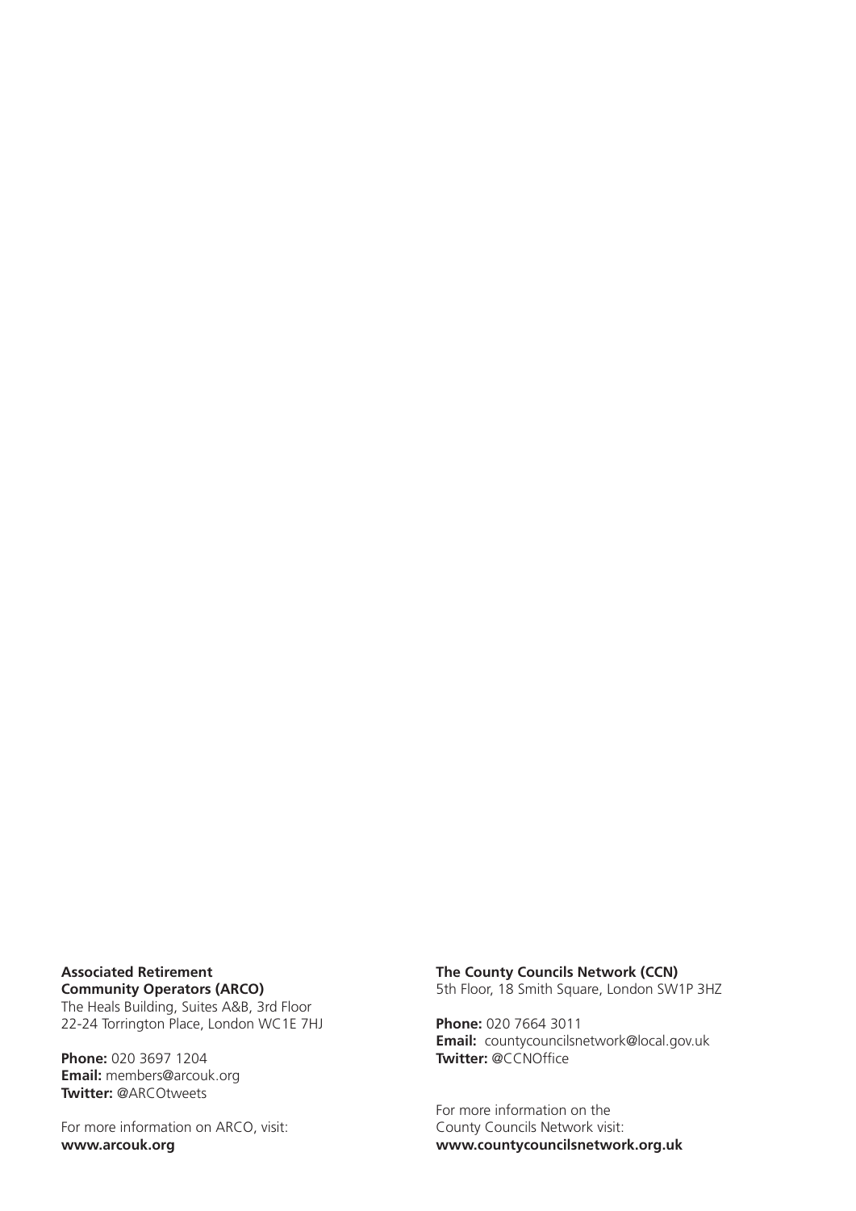**Associated Retirement Community Operators (ARCO)**
The Heals Building, Suites A&B, 3rd Floor
22-24 Torrington Place, London WC1E 7HJ

**Phone:** 020 3697 1204
**Email:** members@arcouk.org
**Twitter:** @ARCOtweets

For more information on ARCO, visit:
**www.arcouk.org**

**The County Councils Network (CCN)**
5th Floor, 18 Smith Square, London SW1P 3HZ

**Phone:** 020 7664 3011
**Email:** countycouncilsnetwork@local.gov.uk
**Twitter:** @CCNOffice

For more information on the County Councils Network visit:
**www.countycouncilsnetwork.org.uk**